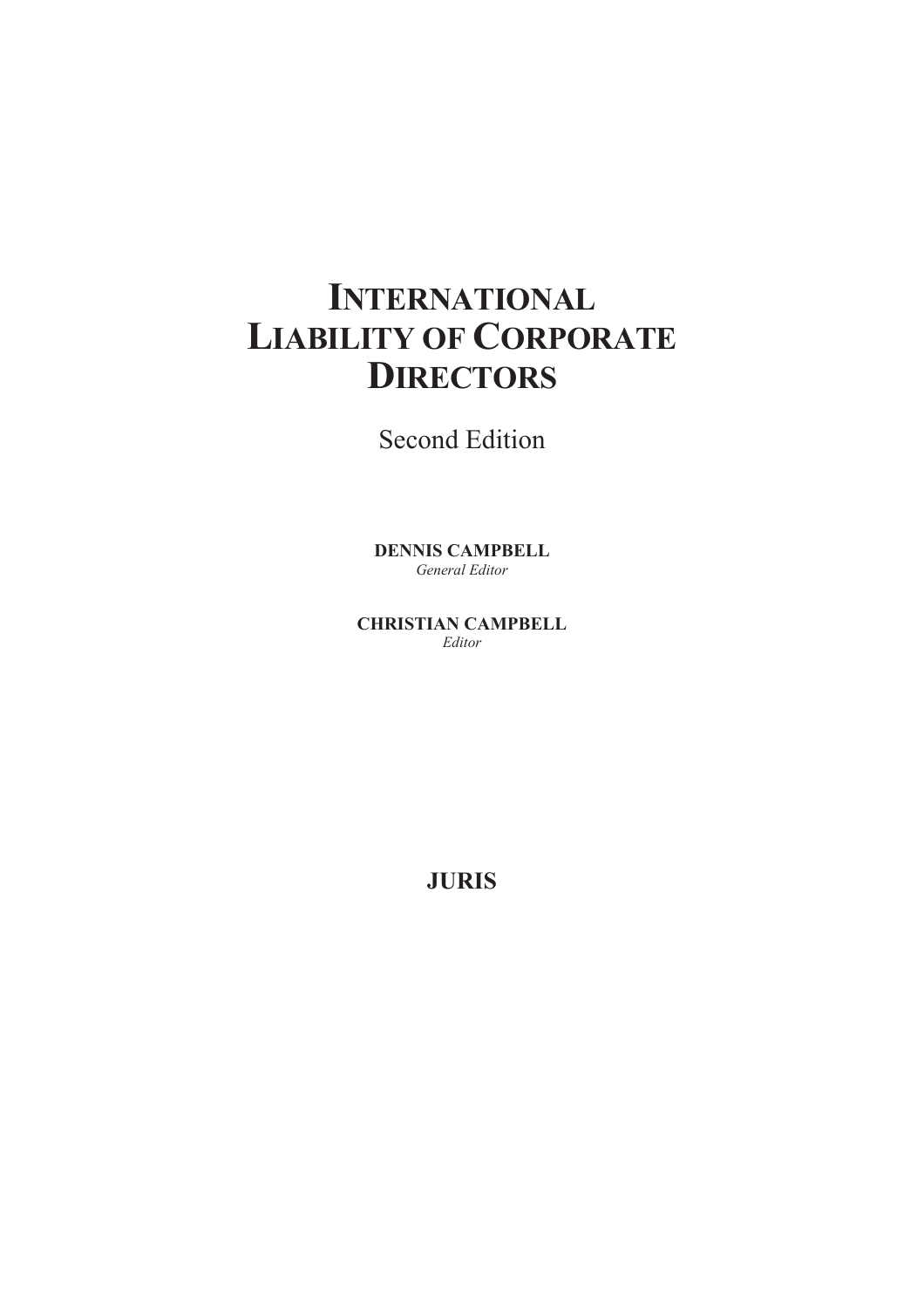# International Liability of Corporate Directors

Second Edition

**DENNIS CAMPBELL**
*General Editor*

**CHRISTIAN CAMPBELL**
*Editor*

**JURIS**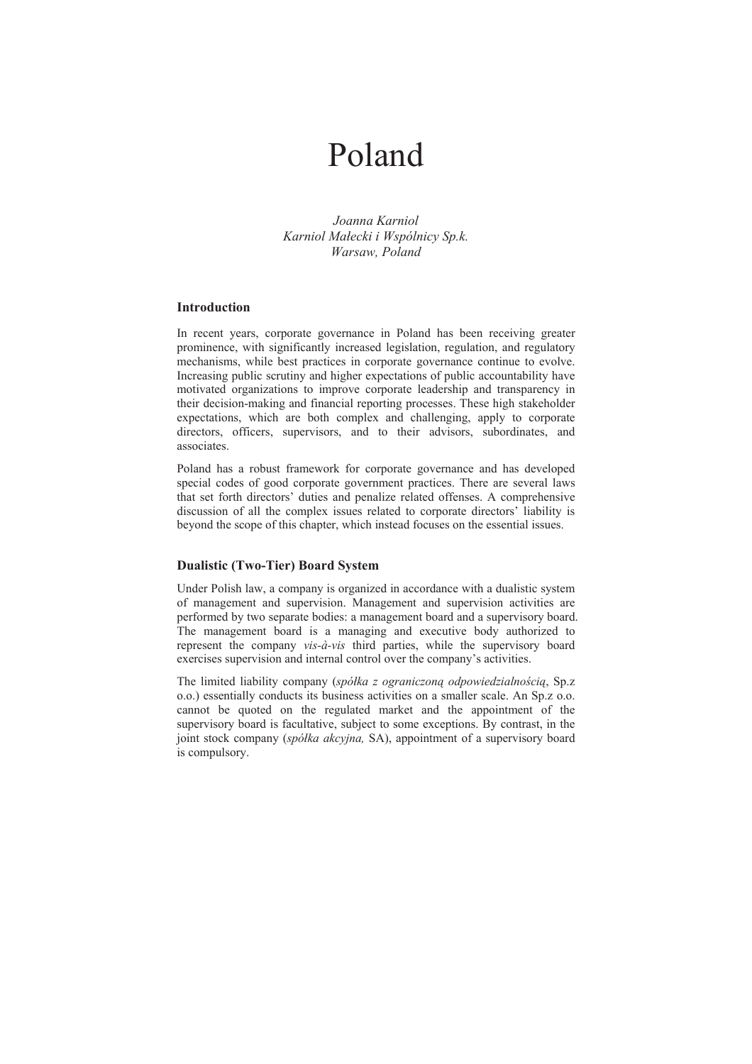# Poland

*Joanna Karniol*
*Karniol Małecki i Wspólnicy Sp.k.*
*Warsaw, Poland*

## Introduction

In recent years, corporate governance in Poland has been receiving greater prominence, with significantly increased legislation, regulation, and regulatory mechanisms, while best practices in corporate governance continue to evolve. Increasing public scrutiny and higher expectations of public accountability have motivated organizations to improve corporate leadership and transparency in their decision-making and financial reporting processes. These high stakeholder expectations, which are both complex and challenging, apply to corporate directors, officers, supervisors, and to their advisors, subordinates, and associates.

Poland has a robust framework for corporate governance and has developed special codes of good corporate government practices. There are several laws that set forth directors' duties and penalize related offenses. A comprehensive discussion of all the complex issues related to corporate directors' liability is beyond the scope of this chapter, which instead focuses on the essential issues.

## Dualistic (Two-Tier) Board System

Under Polish law, a company is organized in accordance with a dualistic system of management and supervision. Management and supervision activities are performed by two separate bodies: a management board and a supervisory board. The management board is a managing and executive body authorized to represent the company *vis-à-vis* third parties, while the supervisory board exercises supervision and internal control over the company's activities.

The limited liability company (*spółka z ograniczoną odpowiedzialnością*, Sp.z o.o.) essentially conducts its business activities on a smaller scale. An Sp.z o.o. cannot be quoted on the regulated market and the appointment of the supervisory board is facultative, subject to some exceptions. By contrast, in the joint stock company (*spółka akcyjna,* SA), appointment of a supervisory board is compulsory.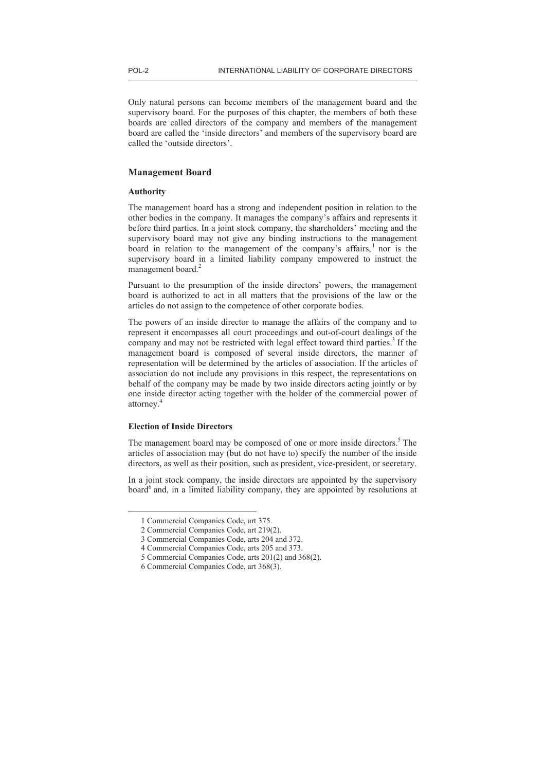Only natural persons can become members of the management board and the supervisory board. For the purposes of this chapter, the members of both these boards are called directors of the company and members of the management board are called the 'inside directors' and members of the supervisory board are called the 'outside directors'.

## Management Board

### Authority

The management board has a strong and independent position in relation to the other bodies in the company. It manages the company's affairs and represents it before third parties. In a joint stock company, the shareholders' meeting and the supervisory board may not give any binding instructions to the management board in relation to the management of the company's affairs,[1] nor is the supervisory board in a limited liability company empowered to instruct the management board.[2]

Pursuant to the presumption of the inside directors' powers, the management board is authorized to act in all matters that the provisions of the law or the articles do not assign to the competence of other corporate bodies.

The powers of an inside director to manage the affairs of the company and to represent it encompasses all court proceedings and out-of-court dealings of the company and may not be restricted with legal effect toward third parties.[3] If the management board is composed of several inside directors, the manner of representation will be determined by the articles of association. If the articles of association do not include any provisions in this respect, the representations on behalf of the company may be made by two inside directors acting jointly or by one inside director acting together with the holder of the commercial power of attorney.[4]

### Election of Inside Directors

The management board may be composed of one or more inside directors.[5] The articles of association may (but do not have to) specify the number of the inside directors, as well as their position, such as president, vice-president, or secretary.

In a joint stock company, the inside directors are appointed by the supervisory board[6] and, in a limited liability company, they are appointed by resolutions at

---

1 Commercial Companies Code, art 375.

2 Commercial Companies Code, art 219(2).

3 Commercial Companies Code, arts 204 and 372.

4 Commercial Companies Code, arts 205 and 373.

5 Commercial Companies Code, arts 201(2) and 368(2).

6 Commercial Companies Code, art 368(3).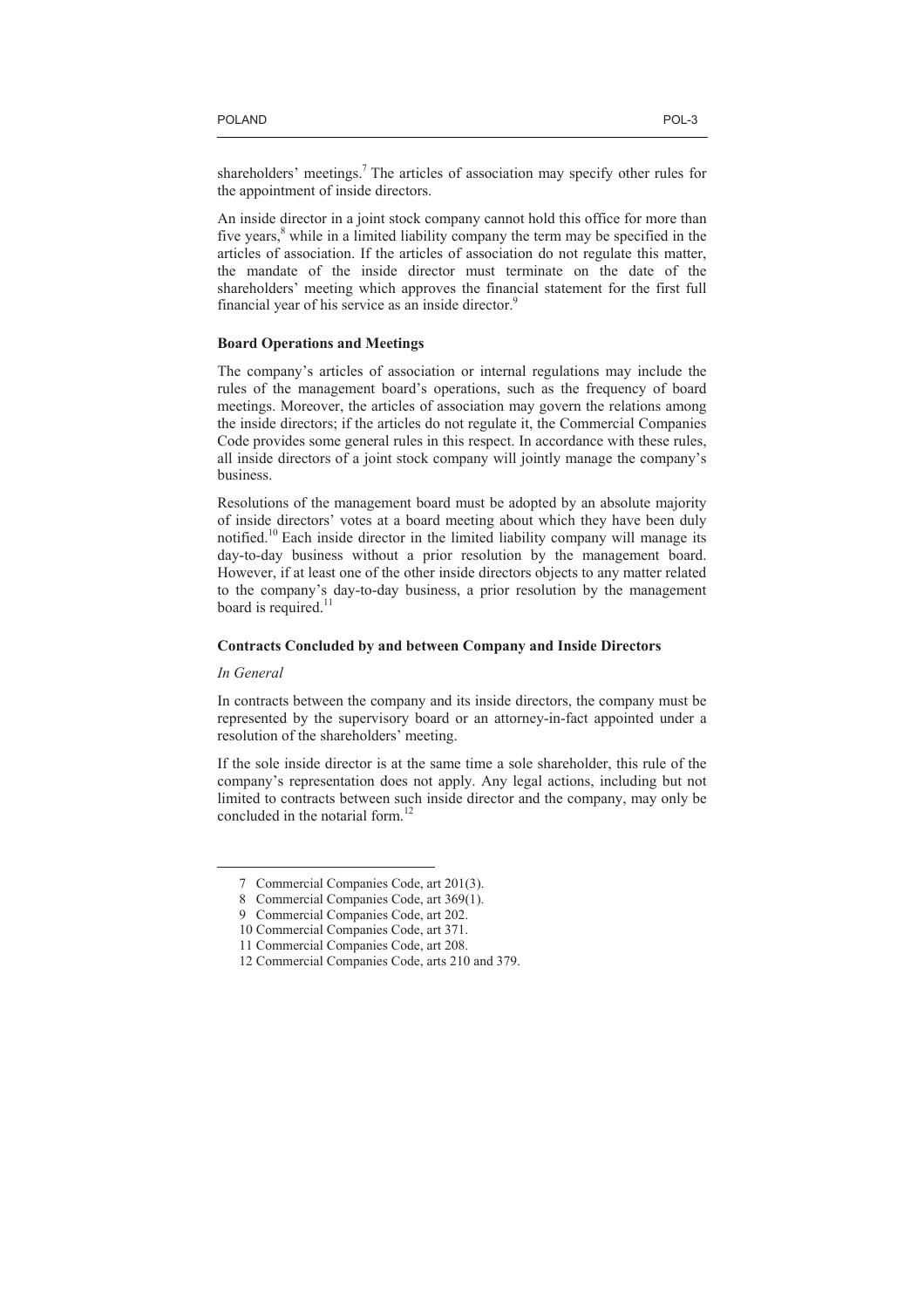shareholders' meetings.[7] The articles of association may specify other rules for the appointment of inside directors.

An inside director in a joint stock company cannot hold this office for more than five years,[8] while in a limited liability company the term may be specified in the articles of association. If the articles of association do not regulate this matter, the mandate of the inside director must terminate on the date of the shareholders' meeting which approves the financial statement for the first full financial year of his service as an inside director.[9]

**Board Operations and Meetings**

The company's articles of association or internal regulations may include the rules of the management board's operations, such as the frequency of board meetings. Moreover, the articles of association may govern the relations among the inside directors; if the articles do not regulate it, the Commercial Companies Code provides some general rules in this respect. In accordance with these rules, all inside directors of a joint stock company will jointly manage the company's business.

Resolutions of the management board must be adopted by an absolute majority of inside directors' votes at a board meeting about which they have been duly notified.[10] Each inside director in the limited liability company will manage its day-to-day business without a prior resolution by the management board. However, if at least one of the other inside directors objects to any matter related to the company's day-to-day business, a prior resolution by the management board is required.[11]

**Contracts Concluded by and between Company and Inside Directors**

*In General*

In contracts between the company and its inside directors, the company must be represented by the supervisory board or an attorney-in-fact appointed under a resolution of the shareholders' meeting.

If the sole inside director is at the same time a sole shareholder, this rule of the company's representation does not apply. Any legal actions, including but not limited to contracts between such inside director and the company, may only be concluded in the notarial form.[12]

---

7 Commercial Companies Code, art 201(3).

8 Commercial Companies Code, art 369(1).

9 Commercial Companies Code, art 202.

10 Commercial Companies Code, art 371.

11 Commercial Companies Code, art 208.

12 Commercial Companies Code, arts 210 and 379.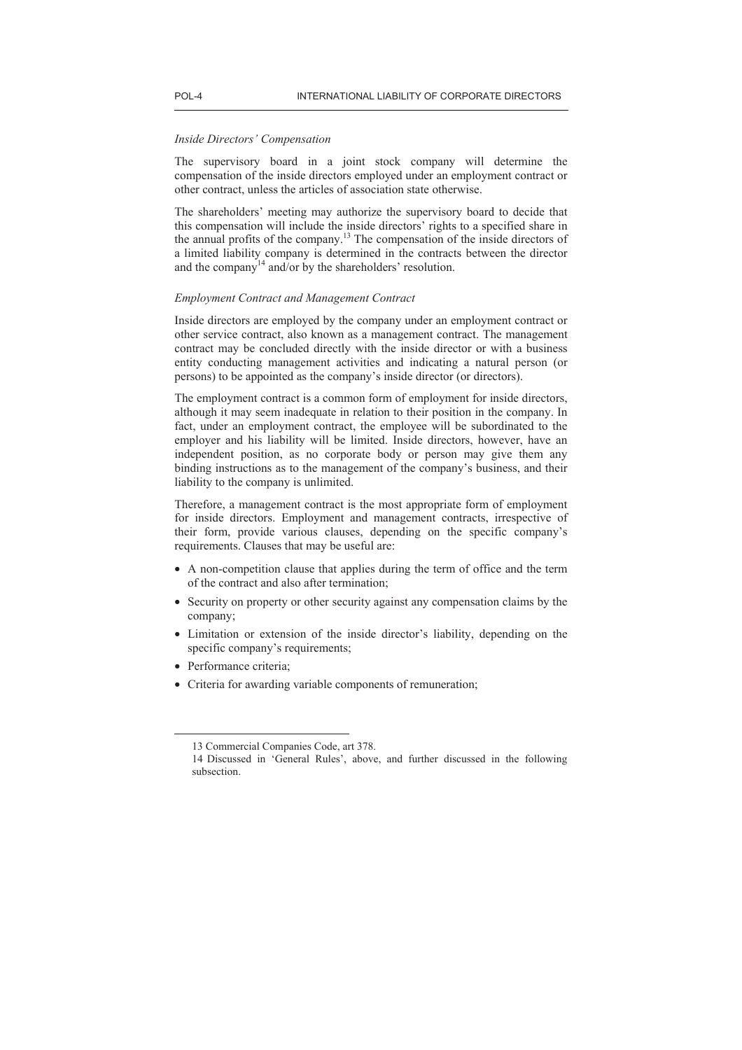### *Inside Directors' Compensation*

The supervisory board in a joint stock company will determine the compensation of the inside directors employed under an employment contract or other contract, unless the articles of association state otherwise.

The shareholders' meeting may authorize the supervisory board to decide that this compensation will include the inside directors' rights to a specified share in the annual profits of the company.[13] The compensation of the inside directors of a limited liability company is determined in the contracts between the director and the company[14] and/or by the shareholders' resolution.

### *Employment Contract and Management Contract*

Inside directors are employed by the company under an employment contract or other service contract, also known as a management contract. The management contract may be concluded directly with the inside director or with a business entity conducting management activities and indicating a natural person (or persons) to be appointed as the company's inside director (or directors).

The employment contract is a common form of employment for inside directors, although it may seem inadequate in relation to their position in the company. In fact, under an employment contract, the employee will be subordinated to the employer and his liability will be limited. Inside directors, however, have an independent position, as no corporate body or person may give them any binding instructions as to the management of the company's business, and their liability to the company is unlimited.

Therefore, a management contract is the most appropriate form of employment for inside directors. Employment and management contracts, irrespective of their form, provide various clauses, depending on the specific company's requirements. Clauses that may be useful are:

- A non-competition clause that applies during the term of office and the term of the contract and also after termination;
- Security on property or other security against any compensation claims by the company;
- Limitation or extension of the inside director's liability, depending on the specific company's requirements;
- Performance criteria;
- Criteria for awarding variable components of remuneration;

---

13 Commercial Companies Code, art 378.

14 Discussed in 'General Rules', above, and further discussed in the following subsection.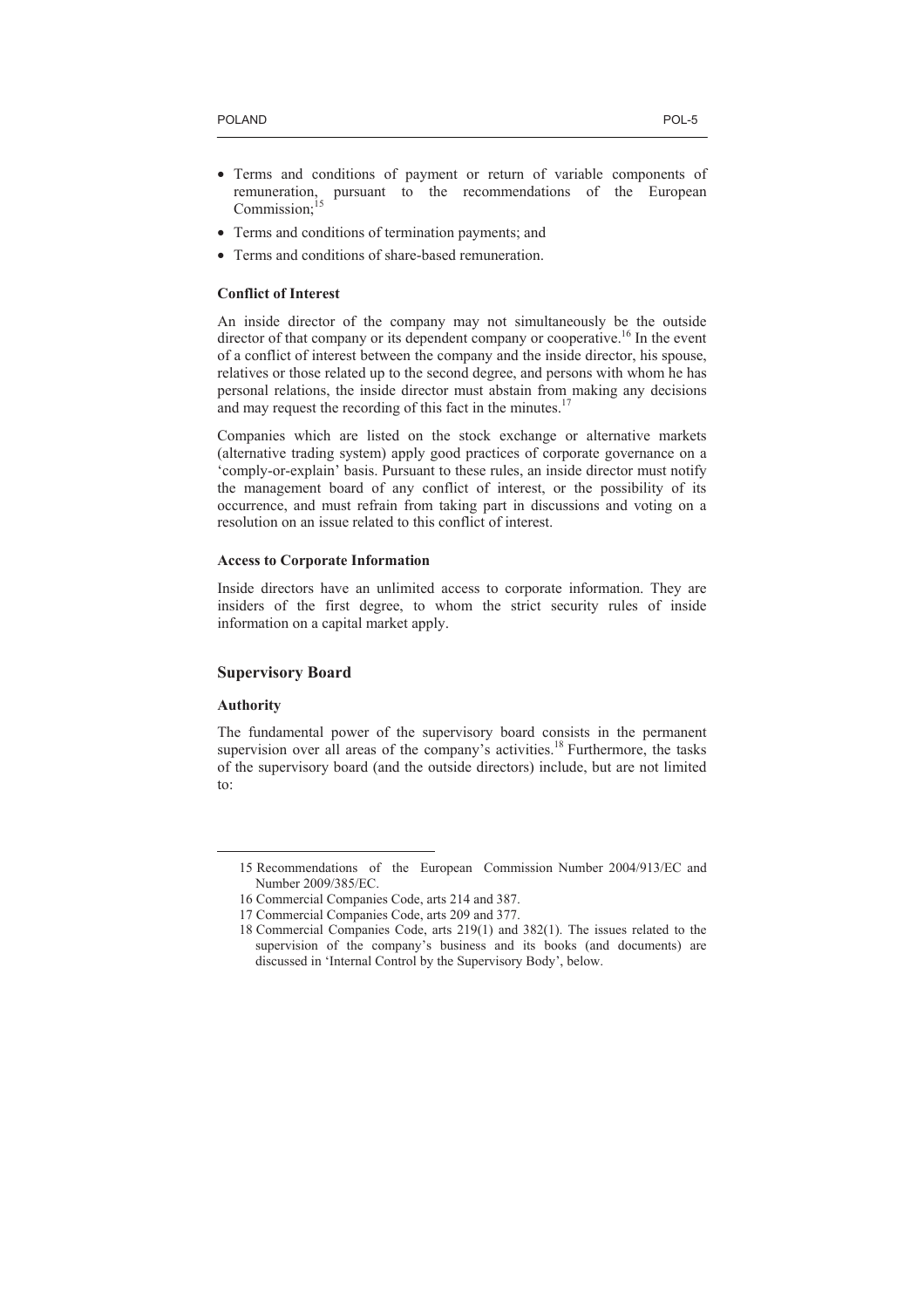- Terms and conditions of payment or return of variable components of remuneration, pursuant to the recommendations of the European Commission;[15]
- Terms and conditions of termination payments; and
- Terms and conditions of share-based remuneration.

#### Conflict of Interest

An inside director of the company may not simultaneously be the outside director of that company or its dependent company or cooperative.[16] In the event of a conflict of interest between the company and the inside director, his spouse, relatives or those related up to the second degree, and persons with whom he has personal relations, the inside director must abstain from making any decisions and may request the recording of this fact in the minutes.[17]

Companies which are listed on the stock exchange or alternative markets (alternative trading system) apply good practices of corporate governance on a 'comply-or-explain' basis. Pursuant to these rules, an inside director must notify the management board of any conflict of interest, or the possibility of its occurrence, and must refrain from taking part in discussions and voting on a resolution on an issue related to this conflict of interest.

#### Access to Corporate Information

Inside directors have an unlimited access to corporate information. They are insiders of the first degree, to whom the strict security rules of inside information on a capital market apply.

### Supervisory Board

#### Authority

The fundamental power of the supervisory board consists in the permanent supervision over all areas of the company's activities.[18] Furthermore, the tasks of the supervisory board (and the outside directors) include, but are not limited to:

---

15 Recommendations of the European Commission Number 2004/913/EC and Number 2009/385/EC.

16 Commercial Companies Code, arts 214 and 387.

17 Commercial Companies Code, arts 209 and 377.

18 Commercial Companies Code, arts 219(1) and 382(1). The issues related to the supervision of the company's business and its books (and documents) are discussed in 'Internal Control by the Supervisory Body', below.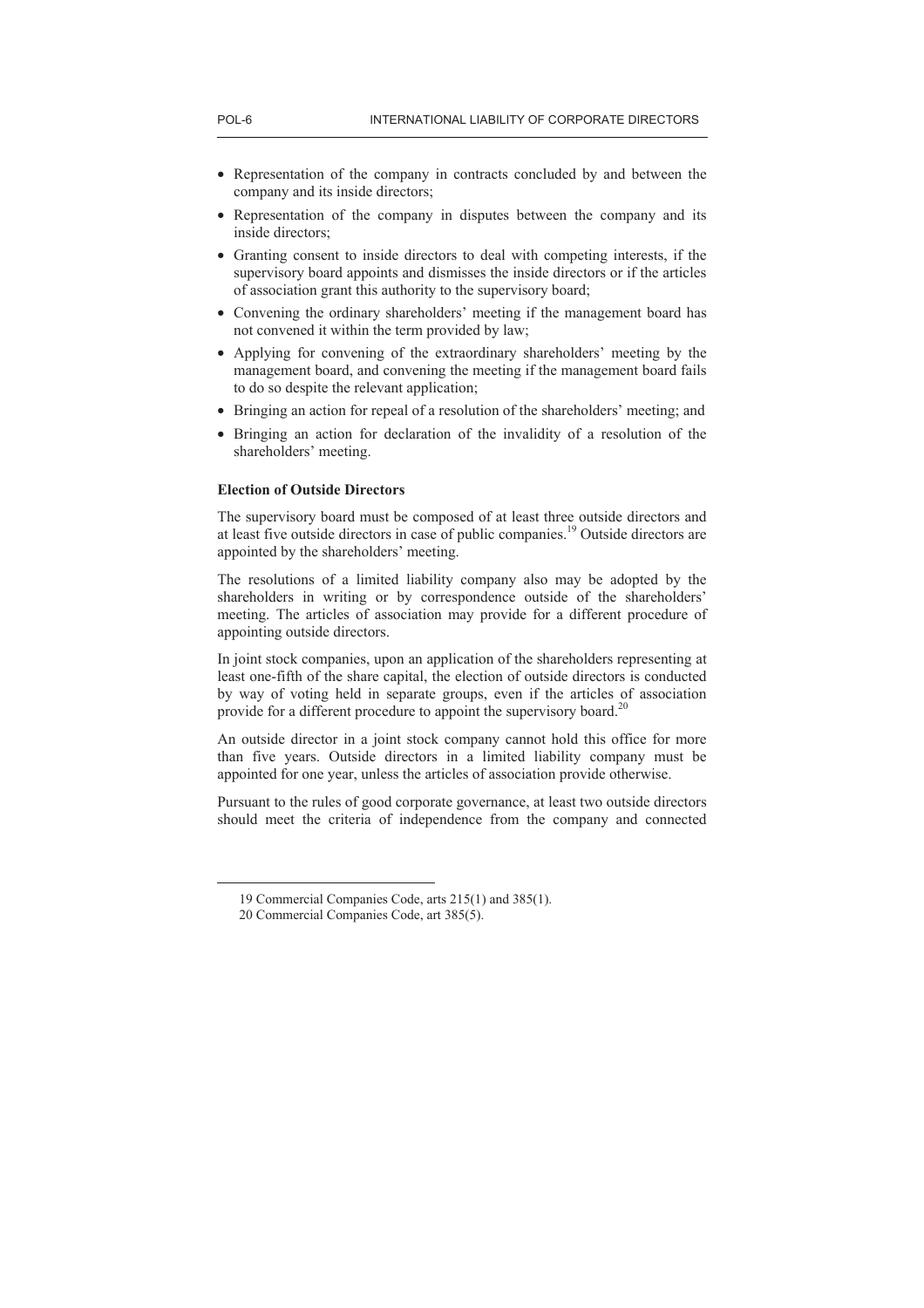- Representation of the company in contracts concluded by and between the company and its inside directors;
- Representation of the company in disputes between the company and its inside directors;
- Granting consent to inside directors to deal with competing interests, if the supervisory board appoints and dismisses the inside directors or if the articles of association grant this authority to the supervisory board;
- Convening the ordinary shareholders' meeting if the management board has not convened it within the term provided by law;
- Applying for convening of the extraordinary shareholders' meeting by the management board, and convening the meeting if the management board fails to do so despite the relevant application;
- Bringing an action for repeal of a resolution of the shareholders' meeting; and
- Bringing an action for declaration of the invalidity of a resolution of the shareholders' meeting.

**Election of Outside Directors**

The supervisory board must be composed of at least three outside directors and at least five outside directors in case of public companies.[19] Outside directors are appointed by the shareholders' meeting.

The resolutions of a limited liability company also may be adopted by the shareholders in writing or by correspondence outside of the shareholders' meeting. The articles of association may provide for a different procedure of appointing outside directors.

In joint stock companies, upon an application of the shareholders representing at least one-fifth of the share capital, the election of outside directors is conducted by way of voting held in separate groups, even if the articles of association provide for a different procedure to appoint the supervisory board.[20]

An outside director in a joint stock company cannot hold this office for more than five years. Outside directors in a limited liability company must be appointed for one year, unless the articles of association provide otherwise.

Pursuant to the rules of good corporate governance, at least two outside directors should meet the criteria of independence from the company and connected

---

19 Commercial Companies Code, arts 215(1) and 385(1).

20 Commercial Companies Code, art 385(5).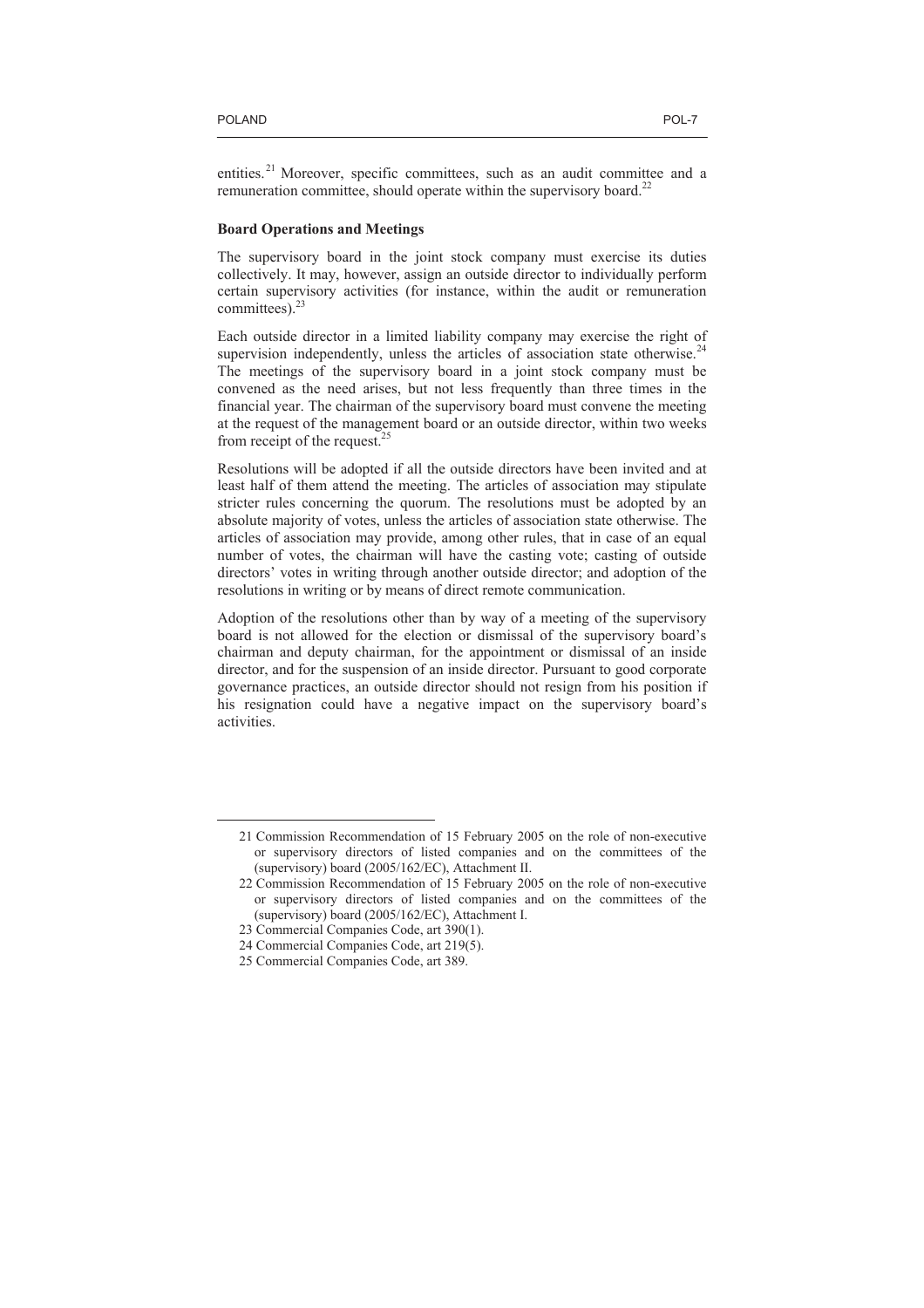entities.[21] Moreover, specific committees, such as an audit committee and a remuneration committee, should operate within the supervisory board.[22]

**Board Operations and Meetings**

The supervisory board in the joint stock company must exercise its duties collectively. It may, however, assign an outside director to individually perform certain supervisory activities (for instance, within the audit or remuneration committees).[23]

Each outside director in a limited liability company may exercise the right of supervision independently, unless the articles of association state otherwise.[24] The meetings of the supervisory board in a joint stock company must be convened as the need arises, but not less frequently than three times in the financial year. The chairman of the supervisory board must convene the meeting at the request of the management board or an outside director, within two weeks from receipt of the request.[25]

Resolutions will be adopted if all the outside directors have been invited and at least half of them attend the meeting. The articles of association may stipulate stricter rules concerning the quorum. The resolutions must be adopted by an absolute majority of votes, unless the articles of association state otherwise. The articles of association may provide, among other rules, that in case of an equal number of votes, the chairman will have the casting vote; casting of outside directors' votes in writing through another outside director; and adoption of the resolutions in writing or by means of direct remote communication.

Adoption of the resolutions other than by way of a meeting of the supervisory board is not allowed for the election or dismissal of the supervisory board's chairman and deputy chairman, for the appointment or dismissal of an inside director, and for the suspension of an inside director. Pursuant to good corporate governance practices, an outside director should not resign from his position if his resignation could have a negative impact on the supervisory board's activities.

---

21 Commission Recommendation of 15 February 2005 on the role of non-executive or supervisory directors of listed companies and on the committees of the (supervisory) board (2005/162/EC), Attachment II.

22 Commission Recommendation of 15 February 2005 on the role of non-executive or supervisory directors of listed companies and on the committees of the (supervisory) board (2005/162/EC), Attachment I.

23 Commercial Companies Code, art 390(1).

24 Commercial Companies Code, art 219(5).

25 Commercial Companies Code, art 389.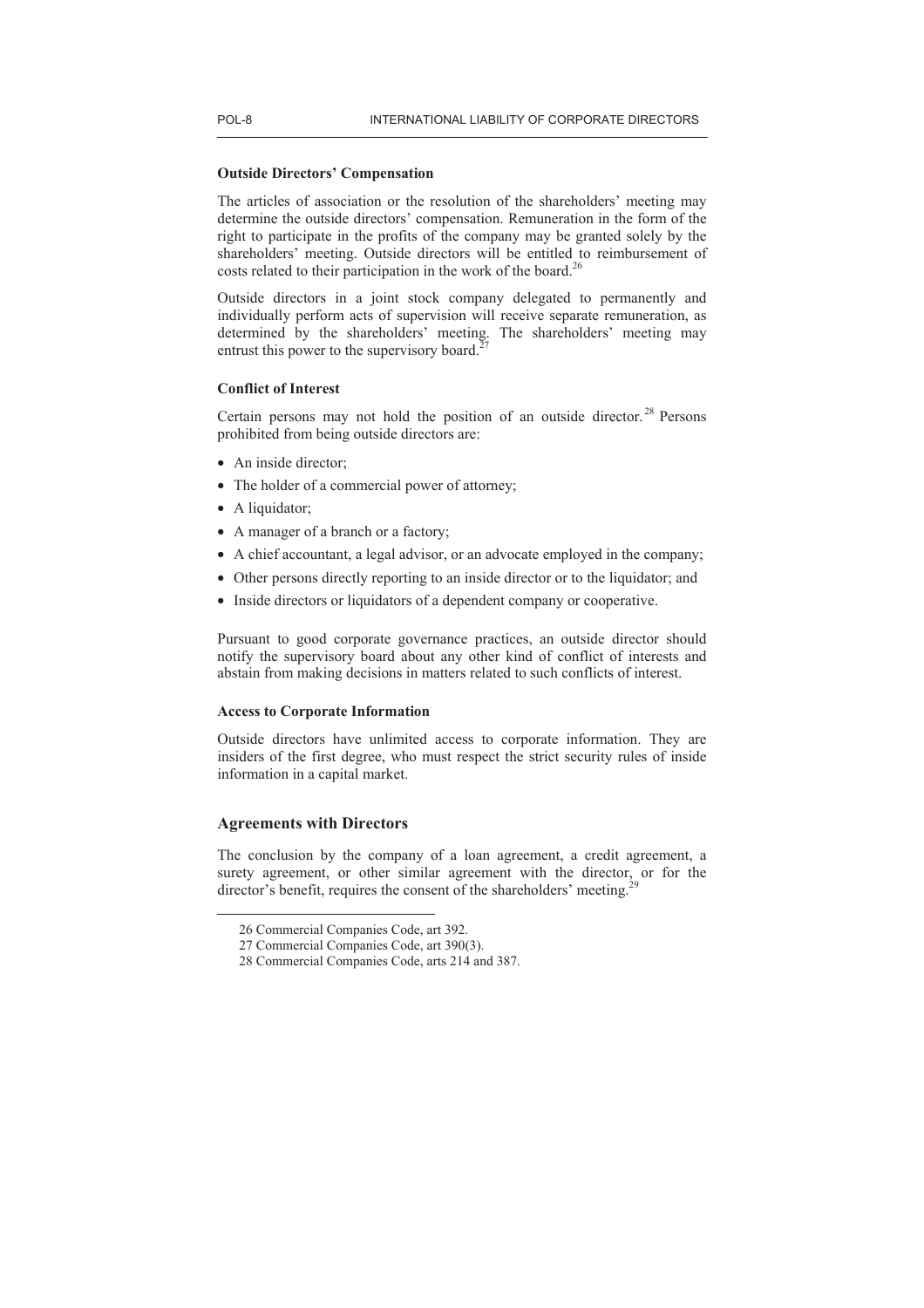#### Outside Directors' Compensation

The articles of association or the resolution of the shareholders' meeting may determine the outside directors' compensation. Remuneration in the form of the right to participate in the profits of the company may be granted solely by the shareholders' meeting. Outside directors will be entitled to reimbursement of costs related to their participation in the work of the board.[26]

Outside directors in a joint stock company delegated to permanently and individually perform acts of supervision will receive separate remuneration, as determined by the shareholders' meeting. The shareholders' meeting may entrust this power to the supervisory board.[27]

#### Conflict of Interest

Certain persons may not hold the position of an outside director.[28] Persons prohibited from being outside directors are:

- An inside director;
- The holder of a commercial power of attorney;
- A liquidator;
- A manager of a branch or a factory;
- A chief accountant, a legal advisor, or an advocate employed in the company;
- Other persons directly reporting to an inside director or to the liquidator; and
- Inside directors or liquidators of a dependent company or cooperative.

Pursuant to good corporate governance practices, an outside director should notify the supervisory board about any other kind of conflict of interests and abstain from making decisions in matters related to such conflicts of interest.

#### Access to Corporate Information

Outside directors have unlimited access to corporate information. They are insiders of the first degree, who must respect the strict security rules of inside information in a capital market.

### Agreements with Directors

The conclusion by the company of a loan agreement, a credit agreement, a surety agreement, or other similar agreement with the director, or for the director's benefit, requires the consent of the shareholders' meeting.[29]

---

26 Commercial Companies Code, art 392.

27 Commercial Companies Code, art 390(3).

28 Commercial Companies Code, arts 214 and 387.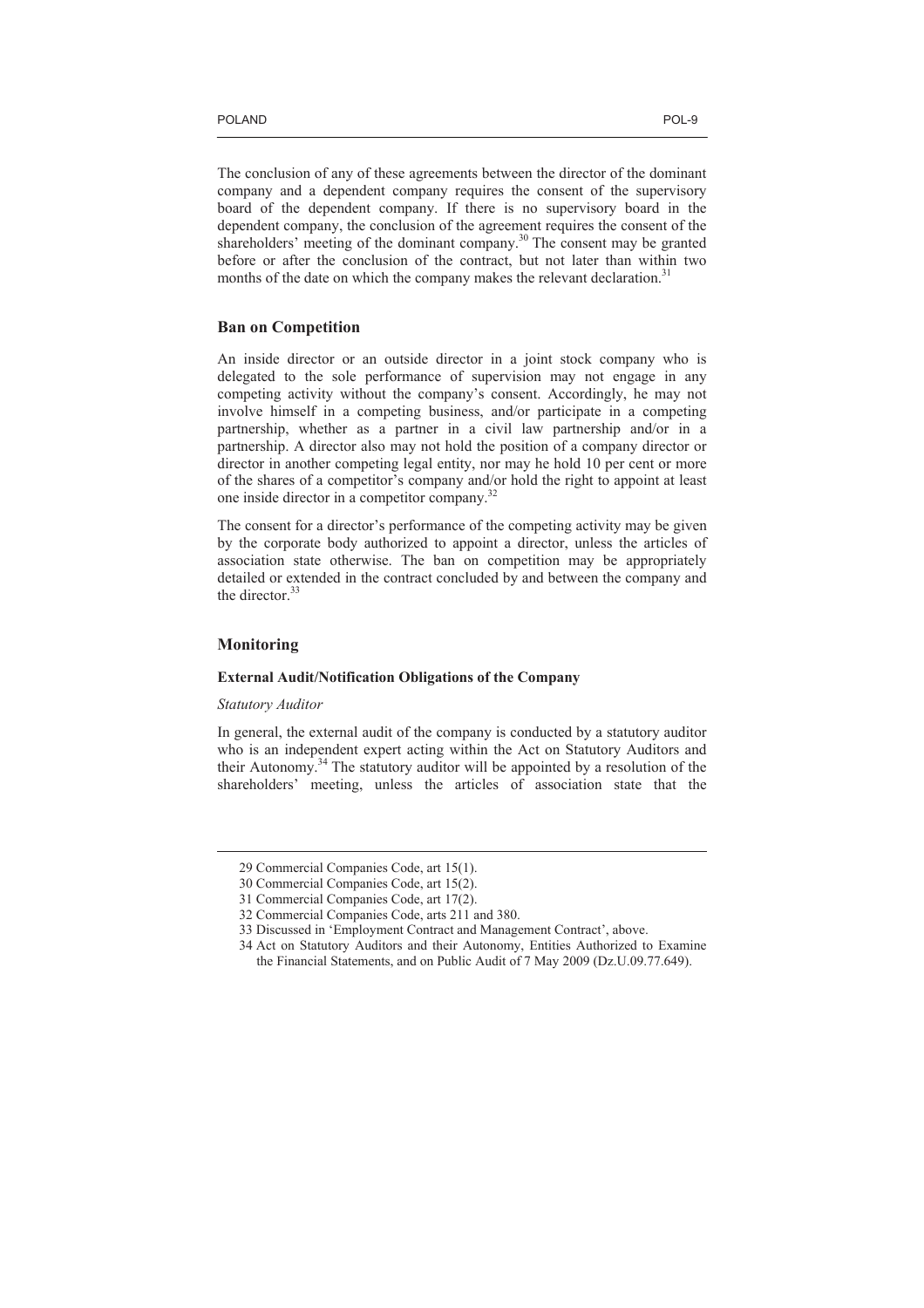The conclusion of any of these agreements between the director of the dominant company and a dependent company requires the consent of the supervisory board of the dependent company. If there is no supervisory board in the dependent company, the conclusion of the agreement requires the consent of the shareholders' meeting of the dominant company.[30] The consent may be granted before or after the conclusion of the contract, but not later than within two months of the date on which the company makes the relevant declaration.[31]

## Ban on Competition

An inside director or an outside director in a joint stock company who is delegated to the sole performance of supervision may not engage in any competing activity without the company's consent. Accordingly, he may not involve himself in a competing business, and/or participate in a competing partnership, whether as a partner in a civil law partnership and/or in a partnership. A director also may not hold the position of a company director or director in another competing legal entity, nor may he hold 10 per cent or more of the shares of a competitor's company and/or hold the right to appoint at least one inside director in a competitor company.[32]

The consent for a director's performance of the competing activity may be given by the corporate body authorized to appoint a director, unless the articles of association state otherwise. The ban on competition may be appropriately detailed or extended in the contract concluded by and between the company and the director.[33]

## Monitoring

### External Audit/Notification Obligations of the Company

*Statutory Auditor*

In general, the external audit of the company is conducted by a statutory auditor who is an independent expert acting within the Act on Statutory Auditors and their Autonomy.[34] The statutory auditor will be appointed by a resolution of the shareholders' meeting, unless the articles of association state that the

---

29 Commercial Companies Code, art 15(1).

30 Commercial Companies Code, art 15(2).

31 Commercial Companies Code, art 17(2).

32 Commercial Companies Code, arts 211 and 380.

33 Discussed in 'Employment Contract and Management Contract', above.

34 Act on Statutory Auditors and their Autonomy, Entities Authorized to Examine the Financial Statements, and on Public Audit of 7 May 2009 (Dz.U.09.77.649).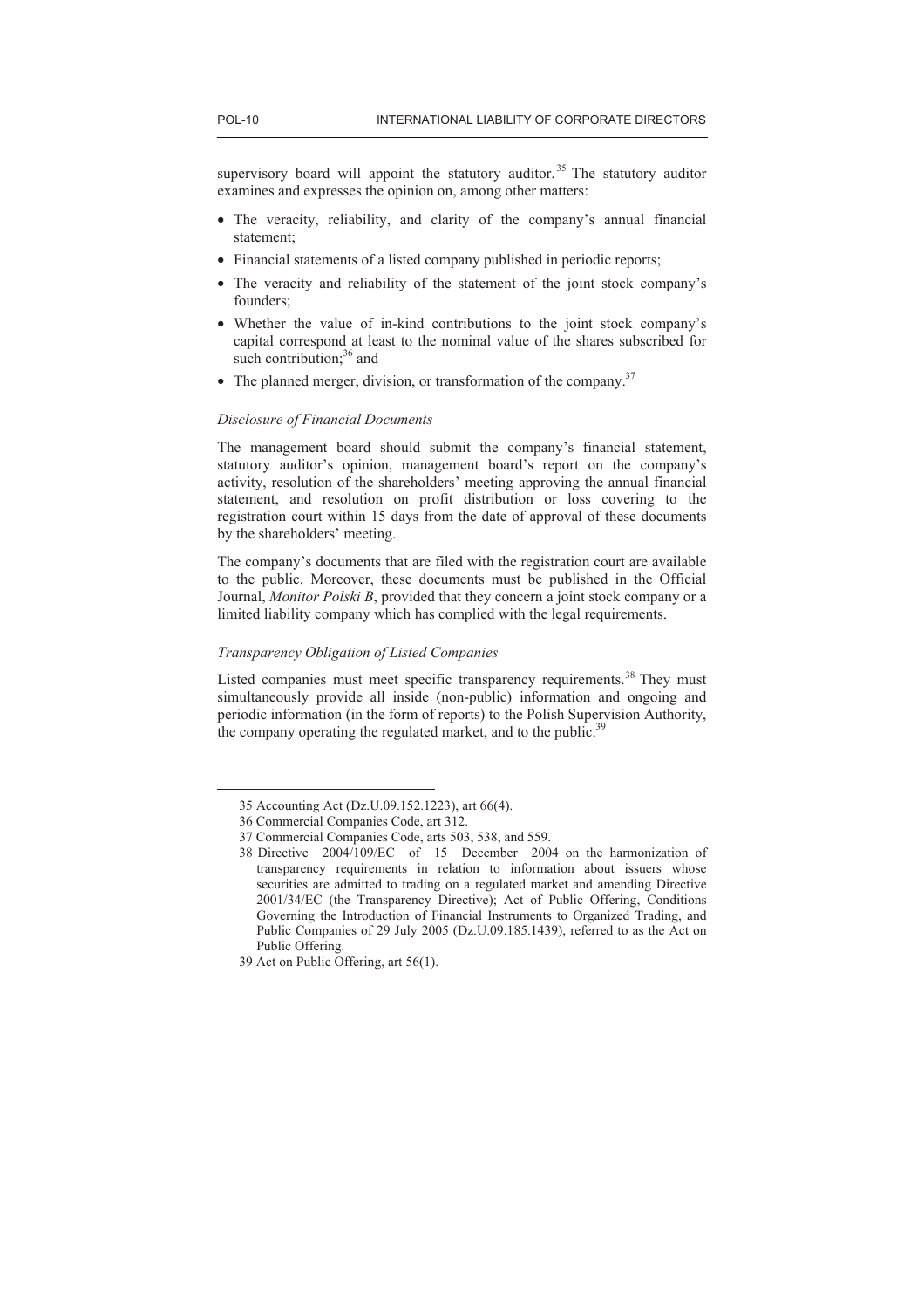supervisory board will appoint the statutory auditor.[35] The statutory auditor examines and expresses the opinion on, among other matters:

- The veracity, reliability, and clarity of the company's annual financial statement;
- Financial statements of a listed company published in periodic reports;
- The veracity and reliability of the statement of the joint stock company's founders;
- Whether the value of in-kind contributions to the joint stock company's capital correspond at least to the nominal value of the shares subscribed for such contribution;[36] and
- The planned merger, division, or transformation of the company.[37]

*Disclosure of Financial Documents*

The management board should submit the company's financial statement, statutory auditor's opinion, management board's report on the company's activity, resolution of the shareholders' meeting approving the annual financial statement, and resolution on profit distribution or loss covering to the registration court within 15 days from the date of approval of these documents by the shareholders' meeting.

The company's documents that are filed with the registration court are available to the public. Moreover, these documents must be published in the Official Journal, *Monitor Polski B*, provided that they concern a joint stock company or a limited liability company which has complied with the legal requirements.

*Transparency Obligation of Listed Companies*

Listed companies must meet specific transparency requirements.[38] They must simultaneously provide all inside (non-public) information and ongoing and periodic information (in the form of reports) to the Polish Supervision Authority, the company operating the regulated market, and to the public.[39]

---

35 Accounting Act (Dz.U.09.152.1223), art 66(4).

36 Commercial Companies Code, art 312.

37 Commercial Companies Code, arts 503, 538, and 559.

38 Directive 2004/109/EC of 15 December 2004 on the harmonization of transparency requirements in relation to information about issuers whose securities are admitted to trading on a regulated market and amending Directive 2001/34/EC (the Transparency Directive); Act of Public Offering, Conditions Governing the Introduction of Financial Instruments to Organized Trading, and Public Companies of 29 July 2005 (Dz.U.09.185.1439), referred to as the Act on Public Offering.

39 Act on Public Offering, art 56(1).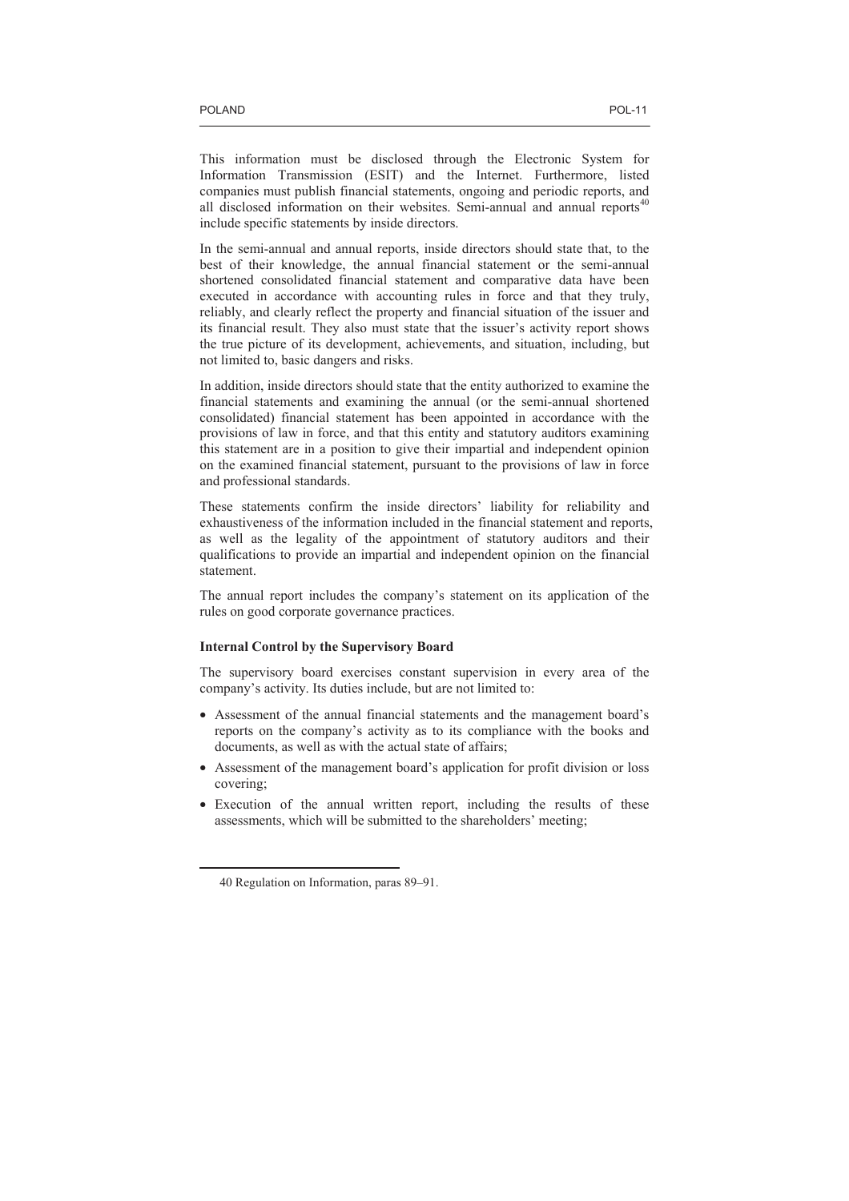This information must be disclosed through the Electronic System for Information Transmission (ESIT) and the Internet. Furthermore, listed companies must publish financial statements, ongoing and periodic reports, and all disclosed information on their websites. Semi-annual and annual reports[40] include specific statements by inside directors.

In the semi-annual and annual reports, inside directors should state that, to the best of their knowledge, the annual financial statement or the semi-annual shortened consolidated financial statement and comparative data have been executed in accordance with accounting rules in force and that they truly, reliably, and clearly reflect the property and financial situation of the issuer and its financial result. They also must state that the issuer's activity report shows the true picture of its development, achievements, and situation, including, but not limited to, basic dangers and risks.

In addition, inside directors should state that the entity authorized to examine the financial statements and examining the annual (or the semi-annual shortened consolidated) financial statement has been appointed in accordance with the provisions of law in force, and that this entity and statutory auditors examining this statement are in a position to give their impartial and independent opinion on the examined financial statement, pursuant to the provisions of law in force and professional standards.

These statements confirm the inside directors' liability for reliability and exhaustiveness of the information included in the financial statement and reports, as well as the legality of the appointment of statutory auditors and their qualifications to provide an impartial and independent opinion on the financial statement.

The annual report includes the company's statement on its application of the rules on good corporate governance practices.

**Internal Control by the Supervisory Board**

The supervisory board exercises constant supervision in every area of the company's activity. Its duties include, but are not limited to:

- Assessment of the annual financial statements and the management board's reports on the company's activity as to its compliance with the books and documents, as well as with the actual state of affairs;
- Assessment of the management board's application for profit division or loss covering;
- Execution of the annual written report, including the results of these assessments, which will be submitted to the shareholders' meeting;

40 Regulation on Information, paras 89–91.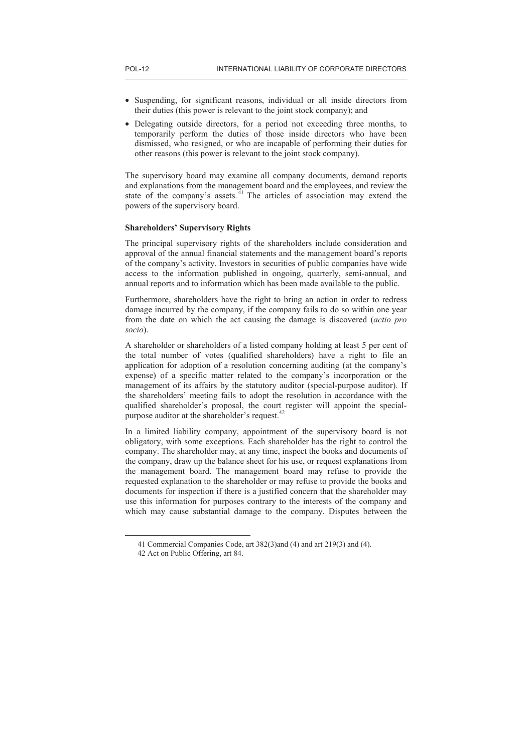- Suspending, for significant reasons, individual or all inside directors from their duties (this power is relevant to the joint stock company); and
- Delegating outside directors, for a period not exceeding three months, to temporarily perform the duties of those inside directors who have been dismissed, who resigned, or who are incapable of performing their duties for other reasons (this power is relevant to the joint stock company).

The supervisory board may examine all company documents, demand reports and explanations from the management board and the employees, and review the state of the company's assets.[41] The articles of association may extend the powers of the supervisory board.

**Shareholders' Supervisory Rights**

The principal supervisory rights of the shareholders include consideration and approval of the annual financial statements and the management board's reports of the company's activity. Investors in securities of public companies have wide access to the information published in ongoing, quarterly, semi-annual, and annual reports and to information which has been made available to the public.

Furthermore, shareholders have the right to bring an action in order to redress damage incurred by the company, if the company fails to do so within one year from the date on which the act causing the damage is discovered (*actio pro socio*).

A shareholder or shareholders of a listed company holding at least 5 per cent of the total number of votes (qualified shareholders) have a right to file an application for adoption of a resolution concerning auditing (at the company's expense) of a specific matter related to the company's incorporation or the management of its affairs by the statutory auditor (special-purpose auditor). If the shareholders' meeting fails to adopt the resolution in accordance with the qualified shareholder's proposal, the court register will appoint the special-purpose auditor at the shareholder's request.[42]

In a limited liability company, appointment of the supervisory board is not obligatory, with some exceptions. Each shareholder has the right to control the company. The shareholder may, at any time, inspect the books and documents of the company, draw up the balance sheet for his use, or request explanations from the management board. The management board may refuse to provide the requested explanation to the shareholder or may refuse to provide the books and documents for inspection if there is a justified concern that the shareholder may use this information for purposes contrary to the interests of the company and which may cause substantial damage to the company. Disputes between the

---

41 Commercial Companies Code, art 382(3)and (4) and art 219(3) and (4).

42 Act on Public Offering, art 84.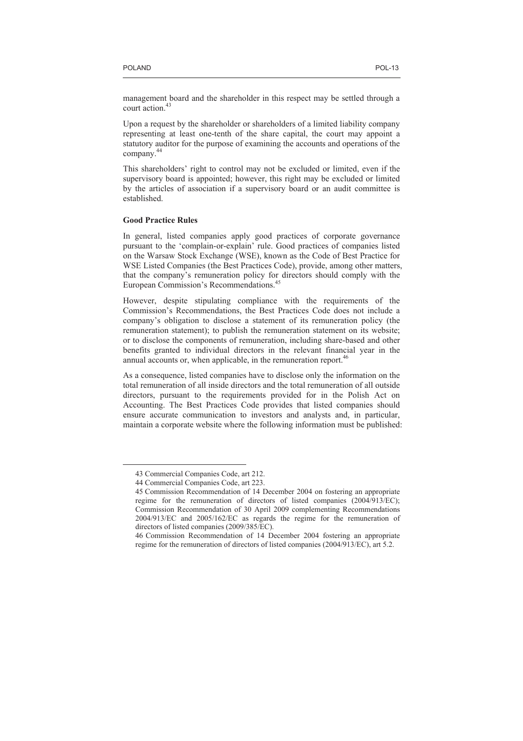management board and the shareholder in this respect may be settled through a court action.[43]

Upon a request by the shareholder or shareholders of a limited liability company representing at least one-tenth of the share capital, the court may appoint a statutory auditor for the purpose of examining the accounts and operations of the company.[44]

This shareholders' right to control may not be excluded or limited, even if the supervisory board is appointed; however, this right may be excluded or limited by the articles of association if a supervisory board or an audit committee is established.

**Good Practice Rules**

In general, listed companies apply good practices of corporate governance pursuant to the 'complain-or-explain' rule. Good practices of companies listed on the Warsaw Stock Exchange (WSE), known as the Code of Best Practice for WSE Listed Companies (the Best Practices Code), provide, among other matters, that the company's remuneration policy for directors should comply with the European Commission's Recommendations.[45]

However, despite stipulating compliance with the requirements of the Commission's Recommendations, the Best Practices Code does not include a company's obligation to disclose a statement of its remuneration policy (the remuneration statement); to publish the remuneration statement on its website; or to disclose the components of remuneration, including share-based and other benefits granted to individual directors in the relevant financial year in the annual accounts or, when applicable, in the remuneration report.[46]

As a consequence, listed companies have to disclose only the information on the total remuneration of all inside directors and the total remuneration of all outside directors, pursuant to the requirements provided for in the Polish Act on Accounting. The Best Practices Code provides that listed companies should ensure accurate communication to investors and analysts and, in particular, maintain a corporate website where the following information must be published:

---

43 Commercial Companies Code, art 212.

44 Commercial Companies Code, art 223.

45 Commission Recommendation of 14 December 2004 on fostering an appropriate regime for the remuneration of directors of listed companies (2004/913/EC); Commission Recommendation of 30 April 2009 complementing Recommendations 2004/913/EC and 2005/162/EC as regards the regime for the remuneration of directors of listed companies (2009/385/EC).

46 Commission Recommendation of 14 December 2004 fostering an appropriate regime for the remuneration of directors of listed companies (2004/913/EC), art 5.2.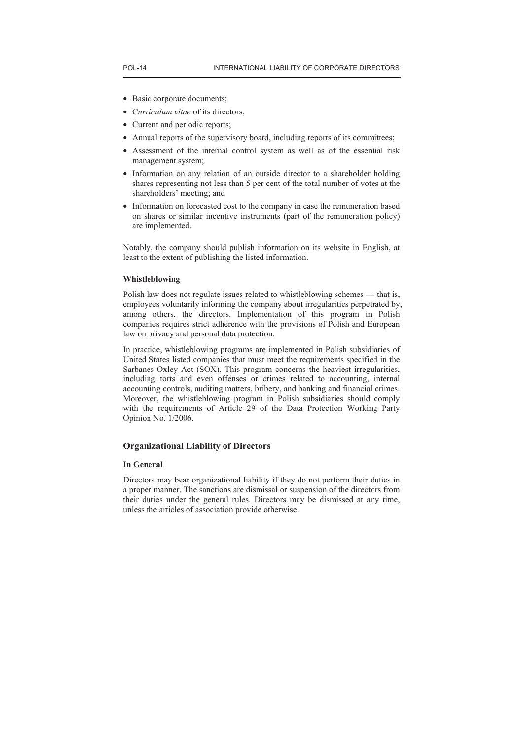- Basic corporate documents;
- *Curriculum vitae* of its directors;
- Current and periodic reports;
- Annual reports of the supervisory board, including reports of its committees;
- Assessment of the internal control system as well as of the essential risk management system;
- Information on any relation of an outside director to a shareholder holding shares representing not less than 5 per cent of the total number of votes at the shareholders' meeting; and
- Information on forecasted cost to the company in case the remuneration based on shares or similar incentive instruments (part of the remuneration policy) are implemented.

Notably, the company should publish information on its website in English, at least to the extent of publishing the listed information.

#### Whistleblowing

Polish law does not regulate issues related to whistleblowing schemes — that is, employees voluntarily informing the company about irregularities perpetrated by, among others, the directors. Implementation of this program in Polish companies requires strict adherence with the provisions of Polish and European law on privacy and personal data protection.

In practice, whistleblowing programs are implemented in Polish subsidiaries of United States listed companies that must meet the requirements specified in the Sarbanes-Oxley Act (SOX). This program concerns the heaviest irregularities, including torts and even offenses or crimes related to accounting, internal accounting controls, auditing matters, bribery, and banking and financial crimes. Moreover, the whistleblowing program in Polish subsidiaries should comply with the requirements of Article 29 of the Data Protection Working Party Opinion No. 1/2006.

### Organizational Liability of Directors

#### In General

Directors may bear organizational liability if they do not perform their duties in a proper manner. The sanctions are dismissal or suspension of the directors from their duties under the general rules. Directors may be dismissed at any time, unless the articles of association provide otherwise.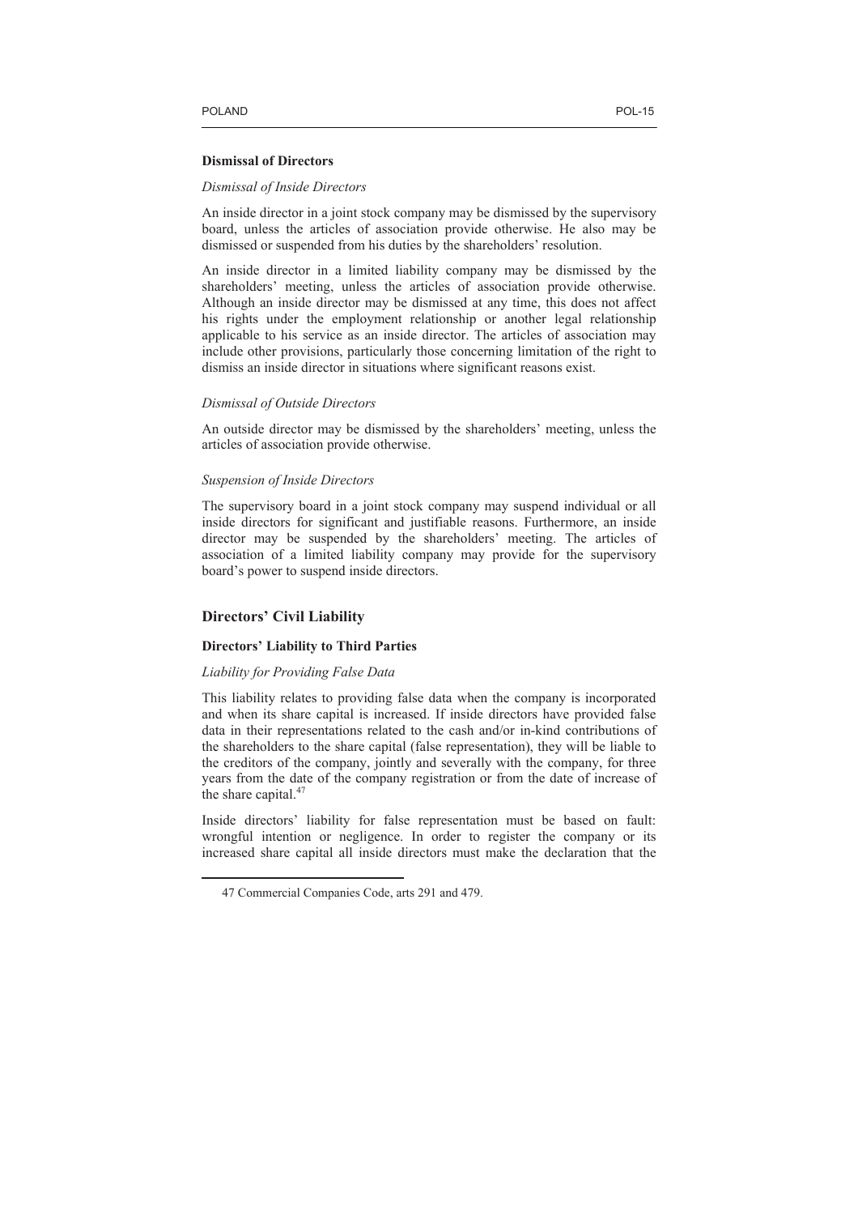### Dismissal of Directors

#### *Dismissal of Inside Directors*

An inside director in a joint stock company may be dismissed by the supervisory board, unless the articles of association provide otherwise. He also may be dismissed or suspended from his duties by the shareholders' resolution.

An inside director in a limited liability company may be dismissed by the shareholders' meeting, unless the articles of association provide otherwise. Although an inside director may be dismissed at any time, this does not affect his rights under the employment relationship or another legal relationship applicable to his service as an inside director. The articles of association may include other provisions, particularly those concerning limitation of the right to dismiss an inside director in situations where significant reasons exist.

#### *Dismissal of Outside Directors*

An outside director may be dismissed by the shareholders' meeting, unless the articles of association provide otherwise.

#### *Suspension of Inside Directors*

The supervisory board in a joint stock company may suspend individual or all inside directors for significant and justifiable reasons. Furthermore, an inside director may be suspended by the shareholders' meeting. The articles of association of a limited liability company may provide for the supervisory board's power to suspend inside directors.

## Directors' Civil Liability

### Directors' Liability to Third Parties

#### *Liability for Providing False Data*

This liability relates to providing false data when the company is incorporated and when its share capital is increased. If inside directors have provided false data in their representations related to the cash and/or in-kind contributions of the shareholders to the share capital (false representation), they will be liable to the creditors of the company, jointly and severally with the company, for three years from the date of the company registration or from the date of increase of the share capital.[47]

Inside directors' liability for false representation must be based on fault: wrongful intention or negligence. In order to register the company or its increased share capital all inside directors must make the declaration that the

47 Commercial Companies Code, arts 291 and 479.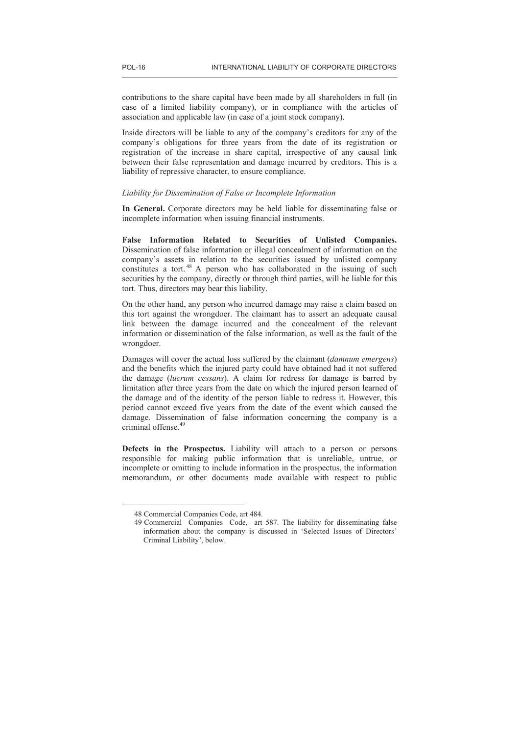contributions to the share capital have been made by all shareholders in full (in case of a limited liability company), or in compliance with the articles of association and applicable law (in case of a joint stock company).

Inside directors will be liable to any of the company's creditors for any of the company's obligations for three years from the date of its registration or registration of the increase in share capital, irrespective of any causal link between their false representation and damage incurred by creditors. This is a liability of repressive character, to ensure compliance.

*Liability for Dissemination of False or Incomplete Information*

**In General.** Corporate directors may be held liable for disseminating false or incomplete information when issuing financial instruments.

**False Information Related to Securities of Unlisted Companies.** Dissemination of false information or illegal concealment of information on the company's assets in relation to the securities issued by unlisted company constitutes a tort.[48] A person who has collaborated in the issuing of such securities by the company, directly or through third parties, will be liable for this tort. Thus, directors may bear this liability.

On the other hand, any person who incurred damage may raise a claim based on this tort against the wrongdoer. The claimant has to assert an adequate causal link between the damage incurred and the concealment of the relevant information or dissemination of the false information, as well as the fault of the wrongdoer.

Damages will cover the actual loss suffered by the claimant (*damnum emergens*) and the benefits which the injured party could have obtained had it not suffered the damage (*lucrum cessans*). A claim for redress for damage is barred by limitation after three years from the date on which the injured person learned of the damage and of the identity of the person liable to redress it. However, this period cannot exceed five years from the date of the event which caused the damage. Dissemination of false information concerning the company is a criminal offense.[49]

**Defects in the Prospectus.** Liability will attach to a person or persons responsible for making public information that is unreliable, untrue, or incomplete or omitting to include information in the prospectus, the information memorandum, or other documents made available with respect to public

---

48 Commercial Companies Code, art 484.

49 Commercial Companies Code, art 587. The liability for disseminating false information about the company is discussed in 'Selected Issues of Directors' Criminal Liability', below.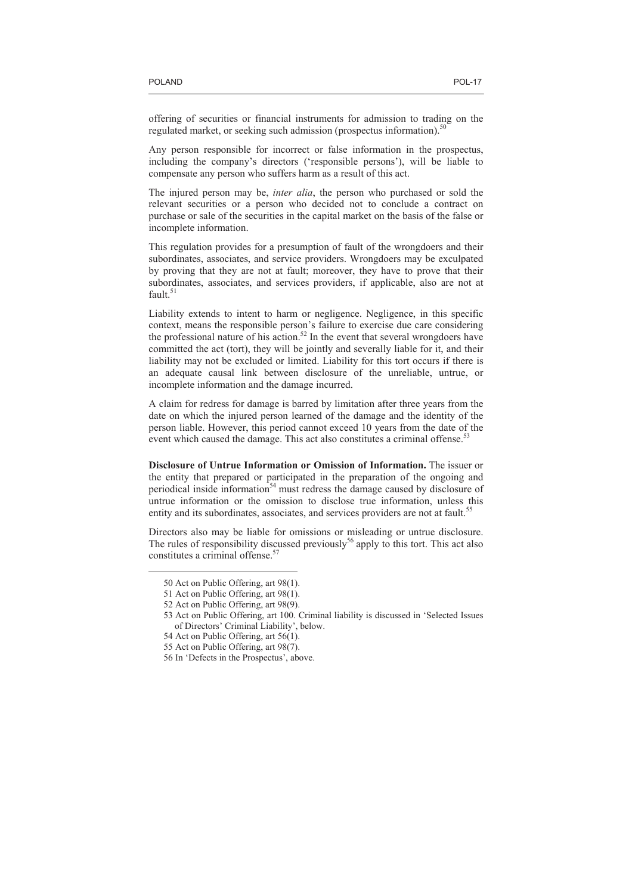offering of securities or financial instruments for admission to trading on the regulated market, or seeking such admission (prospectus information).[50]

Any person responsible for incorrect or false information in the prospectus, including the company's directors ('responsible persons'), will be liable to compensate any person who suffers harm as a result of this act.

The injured person may be, *inter alia*, the person who purchased or sold the relevant securities or a person who decided not to conclude a contract on purchase or sale of the securities in the capital market on the basis of the false or incomplete information.

This regulation provides for a presumption of fault of the wrongdoers and their subordinates, associates, and service providers. Wrongdoers may be exculpated by proving that they are not at fault; moreover, they have to prove that their subordinates, associates, and services providers, if applicable, also are not at fault.[51]

Liability extends to intent to harm or negligence. Negligence, in this specific context, means the responsible person's failure to exercise due care considering the professional nature of his action.[52] In the event that several wrongdoers have committed the act (tort), they will be jointly and severally liable for it, and their liability may not be excluded or limited. Liability for this tort occurs if there is an adequate causal link between disclosure of the unreliable, untrue, or incomplete information and the damage incurred.

A claim for redress for damage is barred by limitation after three years from the date on which the injured person learned of the damage and the identity of the person liable. However, this period cannot exceed 10 years from the date of the event which caused the damage. This act also constitutes a criminal offense.[53]

**Disclosure of Untrue Information or Omission of Information.** The issuer or the entity that prepared or participated in the preparation of the ongoing and periodical inside information[54] must redress the damage caused by disclosure of untrue information or the omission to disclose true information, unless this entity and its subordinates, associates, and services providers are not at fault.[55]

Directors also may be liable for omissions or misleading or untrue disclosure. The rules of responsibility discussed previously[56] apply to this tort. This act also constitutes a criminal offense.[57]

---

50 Act on Public Offering, art 98(1).

51 Act on Public Offering, art 98(1).

52 Act on Public Offering, art 98(9).

53 Act on Public Offering, art 100. Criminal liability is discussed in 'Selected Issues of Directors' Criminal Liability', below.

54 Act on Public Offering, art 56(1).

55 Act on Public Offering, art 98(7).

56 In 'Defects in the Prospectus', above.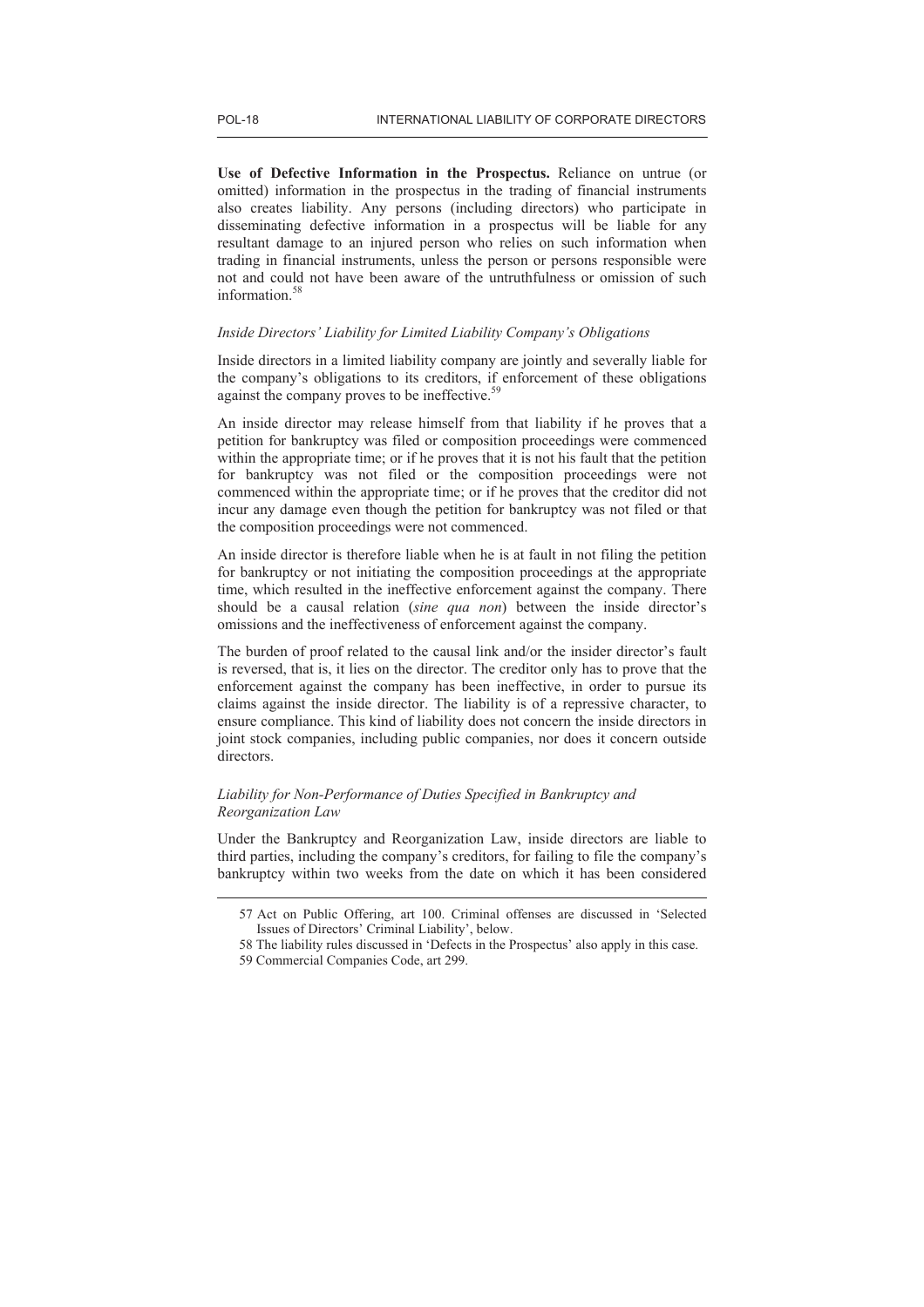**Use of Defective Information in the Prospectus.** Reliance on untrue (or omitted) information in the prospectus in the trading of financial instruments also creates liability. Any persons (including directors) who participate in disseminating defective information in a prospectus will be liable for any resultant damage to an injured person who relies on such information when trading in financial instruments, unless the person or persons responsible were not and could not have been aware of the untruthfulness or omission of such information.[58]

### *Inside Directors' Liability for Limited Liability Company's Obligations*

Inside directors in a limited liability company are jointly and severally liable for the company's obligations to its creditors, if enforcement of these obligations against the company proves to be ineffective.[59]

An inside director may release himself from that liability if he proves that a petition for bankruptcy was filed or composition proceedings were commenced within the appropriate time; or if he proves that it is not his fault that the petition for bankruptcy was not filed or the composition proceedings were not commenced within the appropriate time; or if he proves that the creditor did not incur any damage even though the petition for bankruptcy was not filed or that the composition proceedings were not commenced.

An inside director is therefore liable when he is at fault in not filing the petition for bankruptcy or not initiating the composition proceedings at the appropriate time, which resulted in the ineffective enforcement against the company. There should be a causal relation (*sine qua non*) between the inside director's omissions and the ineffectiveness of enforcement against the company.

The burden of proof related to the causal link and/or the insider director's fault is reversed, that is, it lies on the director. The creditor only has to prove that the enforcement against the company has been ineffective, in order to pursue its claims against the inside director. The liability is of a repressive character, to ensure compliance. This kind of liability does not concern the inside directors in joint stock companies, including public companies, nor does it concern outside directors.

### *Liability for Non-Performance of Duties Specified in Bankruptcy and Reorganization Law*

Under the Bankruptcy and Reorganization Law, inside directors are liable to third parties, including the company's creditors, for failing to file the company's bankruptcy within two weeks from the date on which it has been considered

---

57 Act on Public Offering, art 100. Criminal offenses are discussed in 'Selected Issues of Directors' Criminal Liability', below.

58 The liability rules discussed in 'Defects in the Prospectus' also apply in this case.

59 Commercial Companies Code, art 299.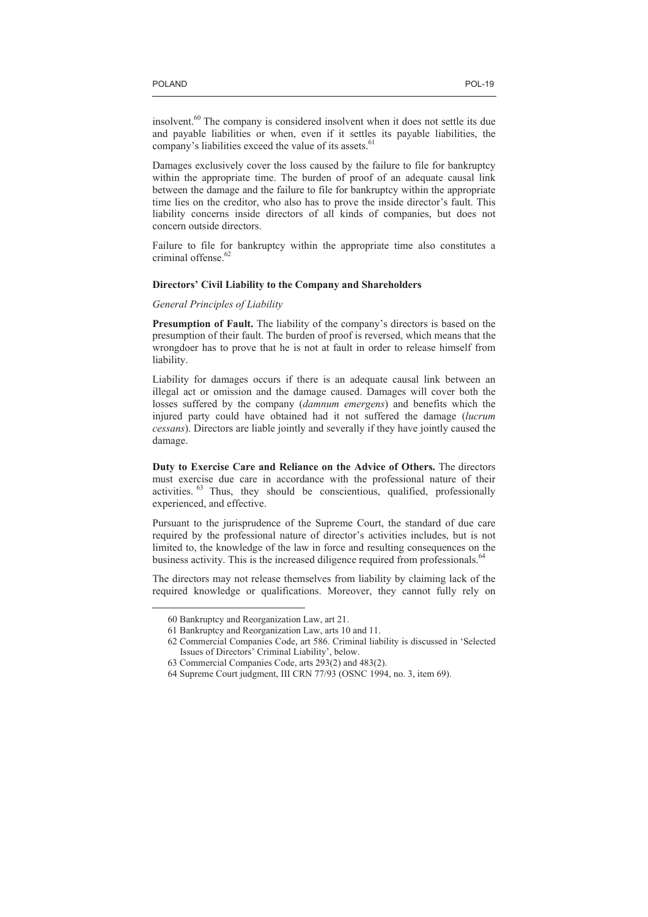insolvent.[60] The company is considered insolvent when it does not settle its due and payable liabilities or when, even if it settles its payable liabilities, the company's liabilities exceed the value of its assets.[61]

Damages exclusively cover the loss caused by the failure to file for bankruptcy within the appropriate time. The burden of proof of an adequate causal link between the damage and the failure to file for bankruptcy within the appropriate time lies on the creditor, who also has to prove the inside director's fault. This liability concerns inside directors of all kinds of companies, but does not concern outside directors.

Failure to file for bankruptcy within the appropriate time also constitutes a criminal offense.[62]

### Directors' Civil Liability to the Company and Shareholders

#### *General Principles of Liability*

**Presumption of Fault.** The liability of the company's directors is based on the presumption of their fault. The burden of proof is reversed, which means that the wrongdoer has to prove that he is not at fault in order to release himself from liability.

Liability for damages occurs if there is an adequate causal link between an illegal act or omission and the damage caused. Damages will cover both the losses suffered by the company (*damnum emergens*) and benefits which the injured party could have obtained had it not suffered the damage (*lucrum cessans*). Directors are liable jointly and severally if they have jointly caused the damage.

**Duty to Exercise Care and Reliance on the Advice of Others.** The directors must exercise due care in accordance with the professional nature of their activities.[63] Thus, they should be conscientious, qualified, professionally experienced, and effective.

Pursuant to the jurisprudence of the Supreme Court, the standard of due care required by the professional nature of director's activities includes, but is not limited to, the knowledge of the law in force and resulting consequences on the business activity. This is the increased diligence required from professionals.[64]

The directors may not release themselves from liability by claiming lack of the required knowledge or qualifications. Moreover, they cannot fully rely on

---

60 Bankruptcy and Reorganization Law, art 21.

61 Bankruptcy and Reorganization Law, arts 10 and 11.

62 Commercial Companies Code, art 586. Criminal liability is discussed in 'Selected Issues of Directors' Criminal Liability', below.

63 Commercial Companies Code, arts 293(2) and 483(2).

64 Supreme Court judgment, III CRN 77/93 (OSNC 1994, no. 3, item 69).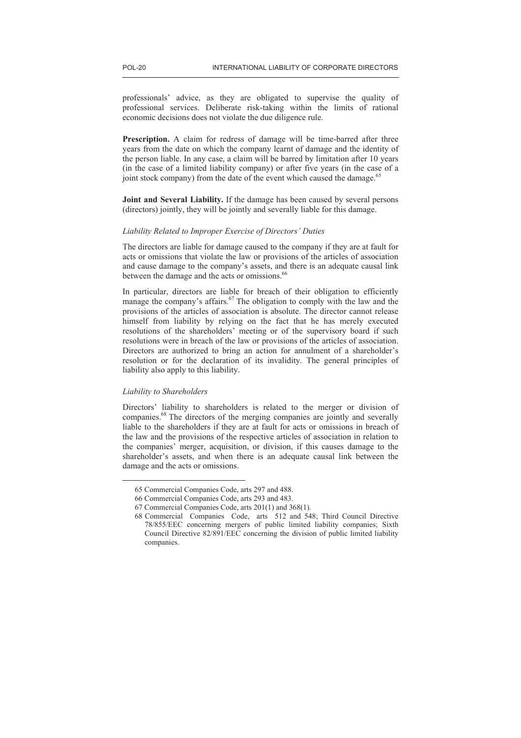professionals' advice, as they are obligated to supervise the quality of professional services. Deliberate risk-taking within the limits of rational economic decisions does not violate the due diligence rule.

**Prescription.** A claim for redress of damage will be time-barred after three years from the date on which the company learnt of damage and the identity of the person liable. In any case, a claim will be barred by limitation after 10 years (in the case of a limited liability company) or after five years (in the case of a joint stock company) from the date of the event which caused the damage.[65]

**Joint and Several Liability.** If the damage has been caused by several persons (directors) jointly, they will be jointly and severally liable for this damage.

*Liability Related to Improper Exercise of Directors' Duties*

The directors are liable for damage caused to the company if they are at fault for acts or omissions that violate the law or provisions of the articles of association and cause damage to the company's assets, and there is an adequate causal link between the damage and the acts or omissions.[66]

In particular, directors are liable for breach of their obligation to efficiently manage the company's affairs.[67] The obligation to comply with the law and the provisions of the articles of association is absolute. The director cannot release himself from liability by relying on the fact that he has merely executed resolutions of the shareholders' meeting or of the supervisory board if such resolutions were in breach of the law or provisions of the articles of association. Directors are authorized to bring an action for annulment of a shareholder's resolution or for the declaration of its invalidity. The general principles of liability also apply to this liability.

*Liability to Shareholders*

Directors' liability to shareholders is related to the merger or division of companies.[68] The directors of the merging companies are jointly and severally liable to the shareholders if they are at fault for acts or omissions in breach of the law and the provisions of the respective articles of association in relation to the companies' merger, acquisition, or division, if this causes damage to the shareholder's assets, and when there is an adequate causal link between the damage and the acts or omissions.

---

65 Commercial Companies Code, arts 297 and 488.

66 Commercial Companies Code, arts 293 and 483.

67 Commercial Companies Code, arts 201(1) and 368(1).

68 Commercial Companies Code, arts 512 and 548; Third Council Directive 78/855/EEC concerning mergers of public limited liability companies; Sixth Council Directive 82/891/EEC concerning the division of public limited liability companies.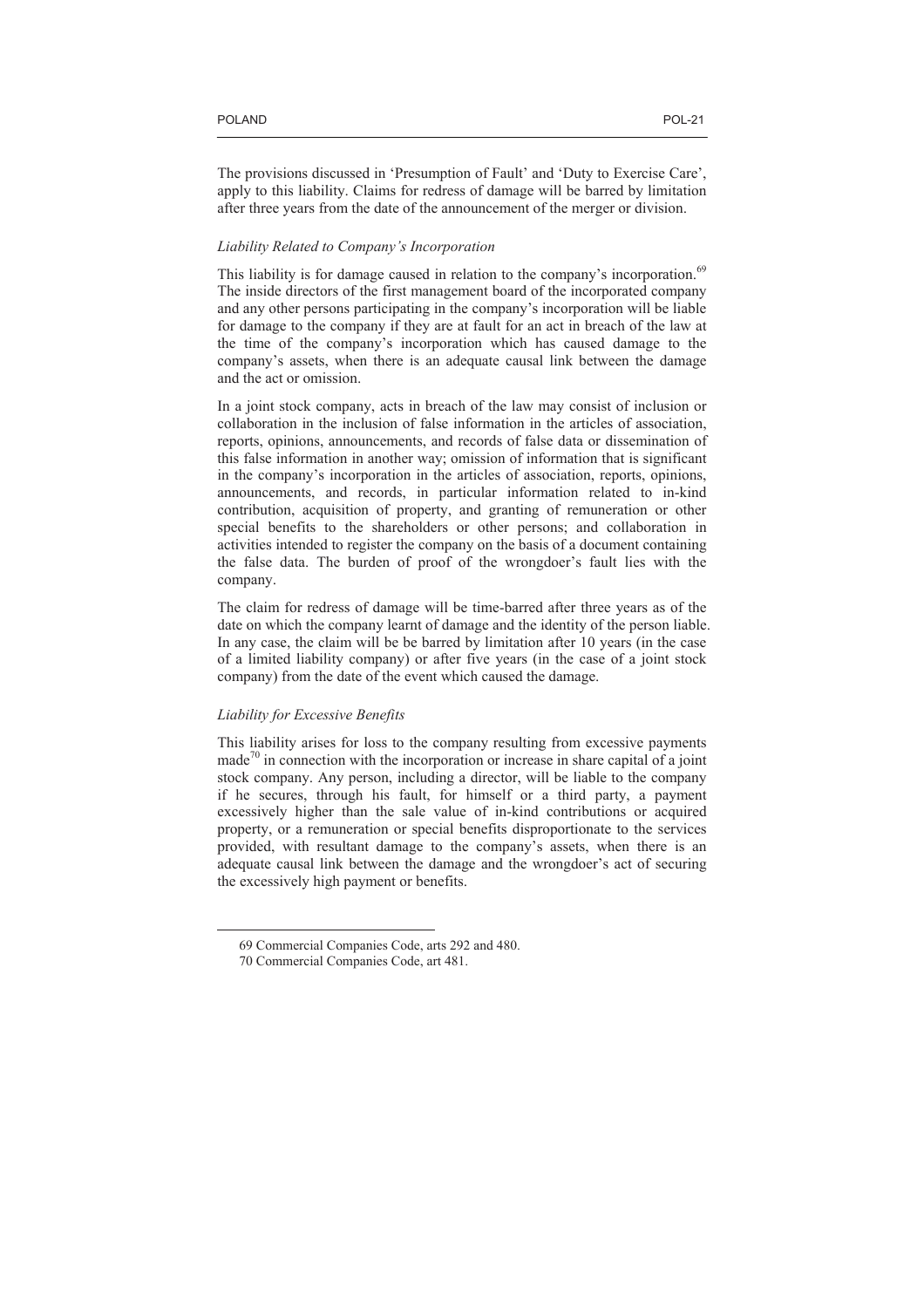The provisions discussed in 'Presumption of Fault' and 'Duty to Exercise Care', apply to this liability. Claims for redress of damage will be barred by limitation after three years from the date of the announcement of the merger or division.

*Liability Related to Company's Incorporation*

This liability is for damage caused in relation to the company's incorporation.[69] The inside directors of the first management board of the incorporated company and any other persons participating in the company's incorporation will be liable for damage to the company if they are at fault for an act in breach of the law at the time of the company's incorporation which has caused damage to the company's assets, when there is an adequate causal link between the damage and the act or omission.

In a joint stock company, acts in breach of the law may consist of inclusion or collaboration in the inclusion of false information in the articles of association, reports, opinions, announcements, and records of false data or dissemination of this false information in another way; omission of information that is significant in the company's incorporation in the articles of association, reports, opinions, announcements, and records, in particular information related to in-kind contribution, acquisition of property, and granting of remuneration or other special benefits to the shareholders or other persons; and collaboration in activities intended to register the company on the basis of a document containing the false data. The burden of proof of the wrongdoer's fault lies with the company.

The claim for redress of damage will be time-barred after three years as of the date on which the company learnt of damage and the identity of the person liable. In any case, the claim will be be barred by limitation after 10 years (in the case of a limited liability company) or after five years (in the case of a joint stock company) from the date of the event which caused the damage.

*Liability for Excessive Benefits*

This liability arises for loss to the company resulting from excessive payments made[70] in connection with the incorporation or increase in share capital of a joint stock company. Any person, including a director, will be liable to the company if he secures, through his fault, for himself or a third party, a payment excessively higher than the sale value of in-kind contributions or acquired property, or a remuneration or special benefits disproportionate to the services provided, with resultant damage to the company's assets, when there is an adequate causal link between the damage and the wrongdoer's act of securing the excessively high payment or benefits.

---

69 Commercial Companies Code, arts 292 and 480.

70 Commercial Companies Code, art 481.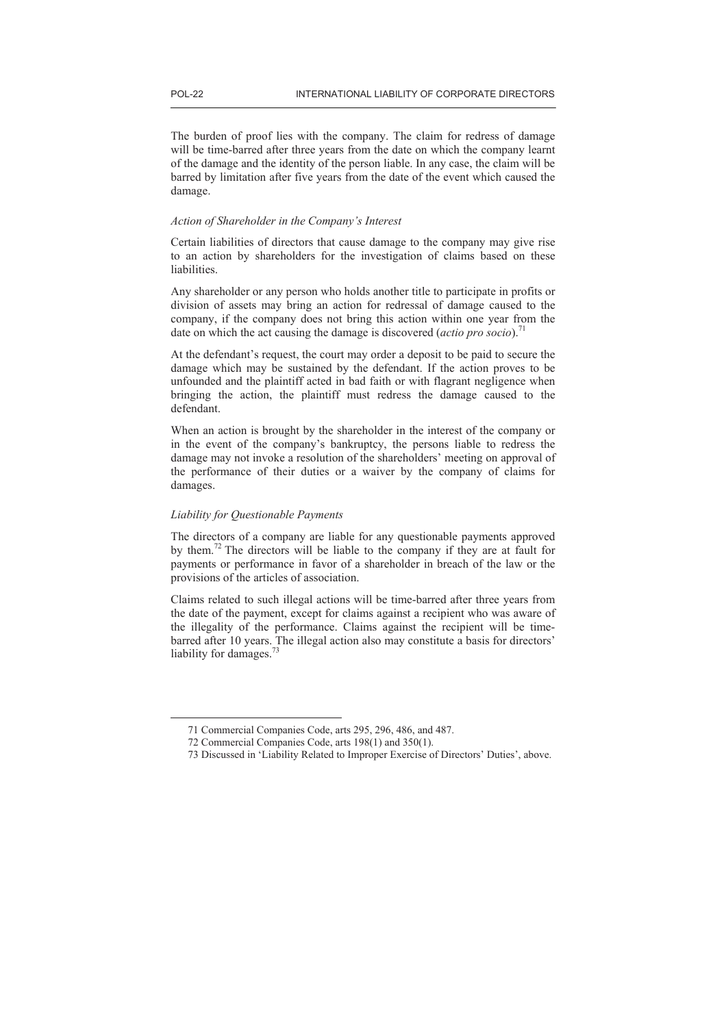The burden of proof lies with the company. The claim for redress of damage will be time-barred after three years from the date on which the company learnt of the damage and the identity of the person liable. In any case, the claim will be barred by limitation after five years from the date of the event which caused the damage.

*Action of Shareholder in the Company's Interest*

Certain liabilities of directors that cause damage to the company may give rise to an action by shareholders for the investigation of claims based on these liabilities.

Any shareholder or any person who holds another title to participate in profits or division of assets may bring an action for redressal of damage caused to the company, if the company does not bring this action within one year from the date on which the act causing the damage is discovered (*actio pro socio*).[71]

At the defendant's request, the court may order a deposit to be paid to secure the damage which may be sustained by the defendant. If the action proves to be unfounded and the plaintiff acted in bad faith or with flagrant negligence when bringing the action, the plaintiff must redress the damage caused to the defendant.

When an action is brought by the shareholder in the interest of the company or in the event of the company's bankruptcy, the persons liable to redress the damage may not invoke a resolution of the shareholders' meeting on approval of the performance of their duties or a waiver by the company of claims for damages.

*Liability for Questionable Payments*

The directors of a company are liable for any questionable payments approved by them.[72] The directors will be liable to the company if they are at fault for payments or performance in favor of a shareholder in breach of the law or the provisions of the articles of association.

Claims related to such illegal actions will be time-barred after three years from the date of the payment, except for claims against a recipient who was aware of the illegality of the performance. Claims against the recipient will be time-barred after 10 years. The illegal action also may constitute a basis for directors' liability for damages.[73]

---

71 Commercial Companies Code, arts 295, 296, 486, and 487.

72 Commercial Companies Code, arts 198(1) and 350(1).

73 Discussed in 'Liability Related to Improper Exercise of Directors' Duties', above.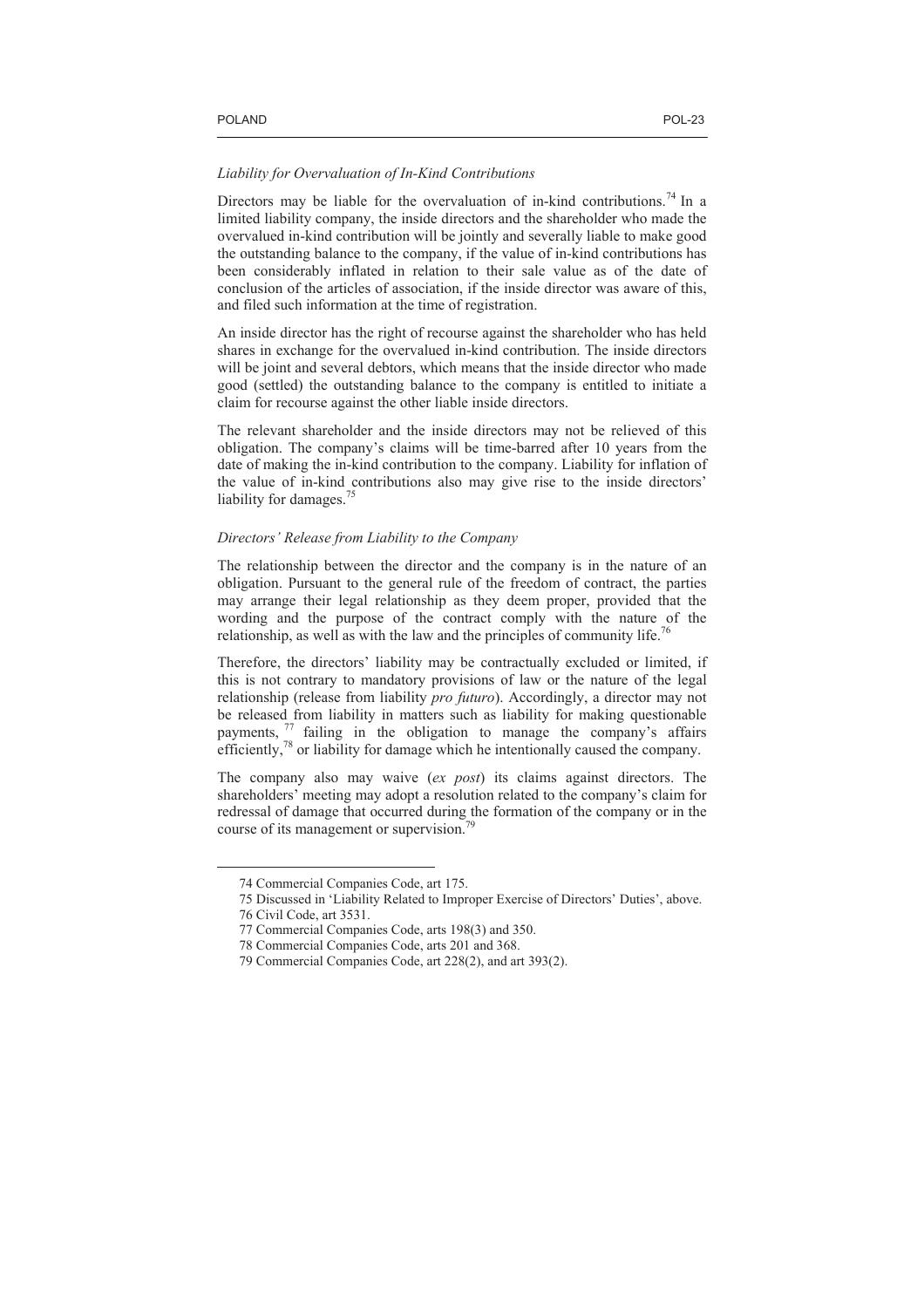### *Liability for Overvaluation of In-Kind Contributions*

Directors may be liable for the overvaluation of in-kind contributions.[74] In a limited liability company, the inside directors and the shareholder who made the overvalued in-kind contribution will be jointly and severally liable to make good the outstanding balance to the company, if the value of in-kind contributions has been considerably inflated in relation to their sale value as of the date of conclusion of the articles of association, if the inside director was aware of this, and filed such information at the time of registration.

An inside director has the right of recourse against the shareholder who has held shares in exchange for the overvalued in-kind contribution. The inside directors will be joint and several debtors, which means that the inside director who made good (settled) the outstanding balance to the company is entitled to initiate a claim for recourse against the other liable inside directors.

The relevant shareholder and the inside directors may not be relieved of this obligation. The company's claims will be time-barred after 10 years from the date of making the in-kind contribution to the company. Liability for inflation of the value of in-kind contributions also may give rise to the inside directors' liability for damages.[75]

### *Directors' Release from Liability to the Company*

The relationship between the director and the company is in the nature of an obligation. Pursuant to the general rule of the freedom of contract, the parties may arrange their legal relationship as they deem proper, provided that the wording and the purpose of the contract comply with the nature of the relationship, as well as with the law and the principles of community life.[76]

Therefore, the directors' liability may be contractually excluded or limited, if this is not contrary to mandatory provisions of law or the nature of the legal relationship (release from liability *pro futuro*). Accordingly, a director may not be released from liability in matters such as liability for making questionable payments,[77] failing in the obligation to manage the company's affairs efficiently,[78] or liability for damage which he intentionally caused the company.

The company also may waive (*ex post*) its claims against directors. The shareholders' meeting may adopt a resolution related to the company's claim for redressal of damage that occurred during the formation of the company or in the course of its management or supervision.[79]

---

74 Commercial Companies Code, art 175.

75 Discussed in 'Liability Related to Improper Exercise of Directors' Duties', above.

76 Civil Code, art 3531.

77 Commercial Companies Code, arts 198(3) and 350.

78 Commercial Companies Code, arts 201 and 368.

79 Commercial Companies Code, art 228(2), and art 393(2).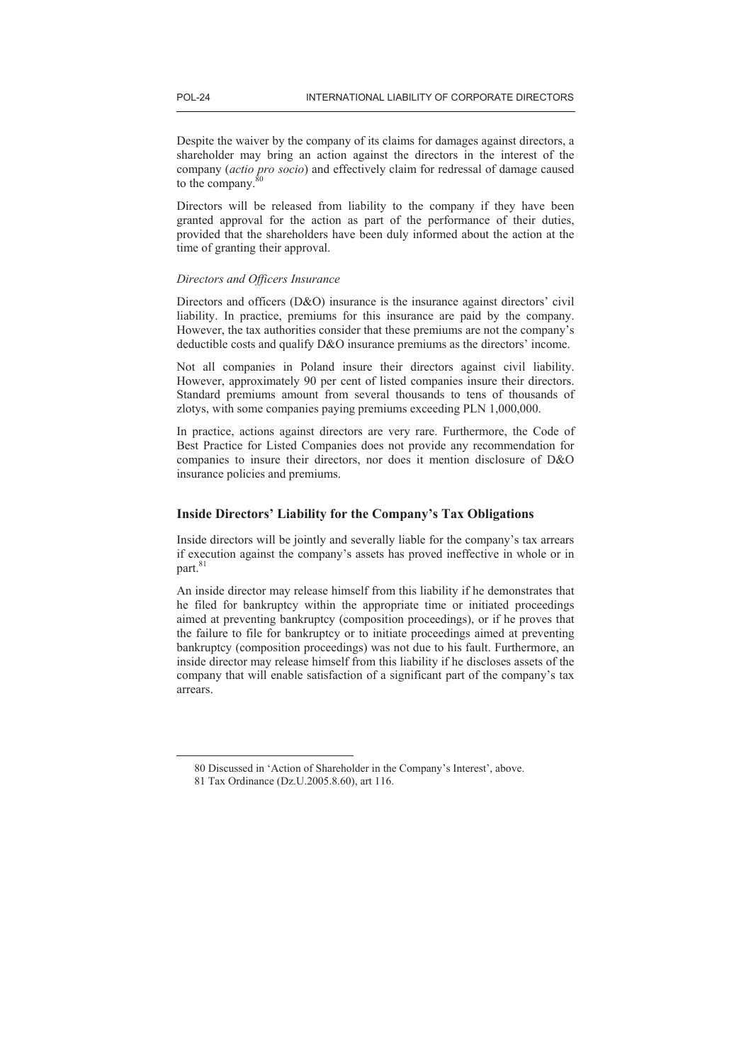Despite the waiver by the company of its claims for damages against directors, a shareholder may bring an action against the directors in the interest of the company (*actio pro socio*) and effectively claim for redressal of damage caused to the company.[80]

Directors will be released from liability to the company if they have been granted approval for the action as part of the performance of their duties, provided that the shareholders have been duly informed about the action at the time of granting their approval.

*Directors and Officers Insurance*

Directors and officers (D&O) insurance is the insurance against directors' civil liability. In practice, premiums for this insurance are paid by the company. However, the tax authorities consider that these premiums are not the company's deductible costs and qualify D&O insurance premiums as the directors' income.

Not all companies in Poland insure their directors against civil liability. However, approximately 90 per cent of listed companies insure their directors. Standard premiums amount from several thousands to tens of thousands of zlotys, with some companies paying premiums exceeding PLN 1,000,000.

In practice, actions against directors are very rare. Furthermore, the Code of Best Practice for Listed Companies does not provide any recommendation for companies to insure their directors, nor does it mention disclosure of D&O insurance policies and premiums.

### Inside Directors' Liability for the Company's Tax Obligations

Inside directors will be jointly and severally liable for the company's tax arrears if execution against the company's assets has proved ineffective in whole or in part.[81]

An inside director may release himself from this liability if he demonstrates that he filed for bankruptcy within the appropriate time or initiated proceedings aimed at preventing bankruptcy (composition proceedings), or if he proves that the failure to file for bankruptcy or to initiate proceedings aimed at preventing bankruptcy (composition proceedings) was not due to his fault. Furthermore, an inside director may release himself from this liability if he discloses assets of the company that will enable satisfaction of a significant part of the company's tax arrears.

---

80 Discussed in 'Action of Shareholder in the Company's Interest', above.

81 Tax Ordinance (Dz.U.2005.8.60), art 116.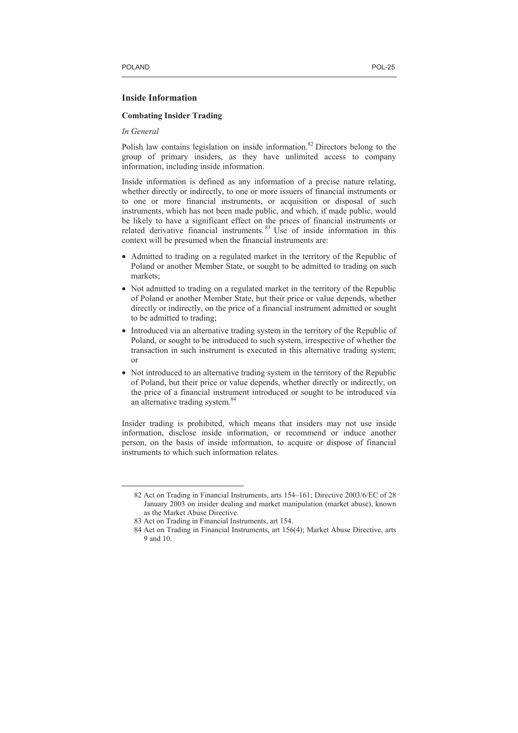## Inside Information

### Combating Insider Trading

*In General*

Polish law contains legislation on inside information.[82] Directors belong to the group of primary insiders, as they have unlimited access to company information, including inside information.

Inside information is defined as any information of a precise nature relating, whether directly or indirectly, to one or more issuers of financial instruments or to one or more financial instruments, or acquisition or disposal of such instruments, which has not been made public, and which, if made public, would be likely to have a significant effect on the prices of financial instruments or related derivative financial instruments.[83] Use of inside information in this context will be presumed when the financial instruments are:

- Admitted to trading on a regulated market in the territory of the Republic of Poland or another Member State, or sought to be admitted to trading on such markets;
- Not admitted to trading on a regulated market in the territory of the Republic of Poland or another Member State, but their price or value depends, whether directly or indirectly, on the price of a financial instrument admitted or sought to be admitted to trading;
- Introduced via an alternative trading system in the territory of the Republic of Poland, or sought to be introduced to such system, irrespective of whether the transaction in such instrument is executed in this alternative trading system; or
- Not introduced to an alternative trading system in the territory of the Republic of Poland, but their price or value depends, whether directly or indirectly, on the price of a financial instrument introduced or sought to be introduced via an alternative trading system.[84]

Insider trading is prohibited, which means that insiders may not use inside information, disclose inside information, or recommend or induce another person, on the basis of inside information, to acquire or dispose of financial instruments to which such information relates.

---

82 Act on Trading in Financial Instruments, arts 154–161; Directive 2003/6/EC of 28 January 2003 on insider dealing and market manipulation (market abuse), known as the Market Abuse Directive.

83 Act on Trading in Financial Instruments, art 154.

84 Act on Trading in Financial Instruments, art 156(4); Market Abuse Directive, arts 9 and 10.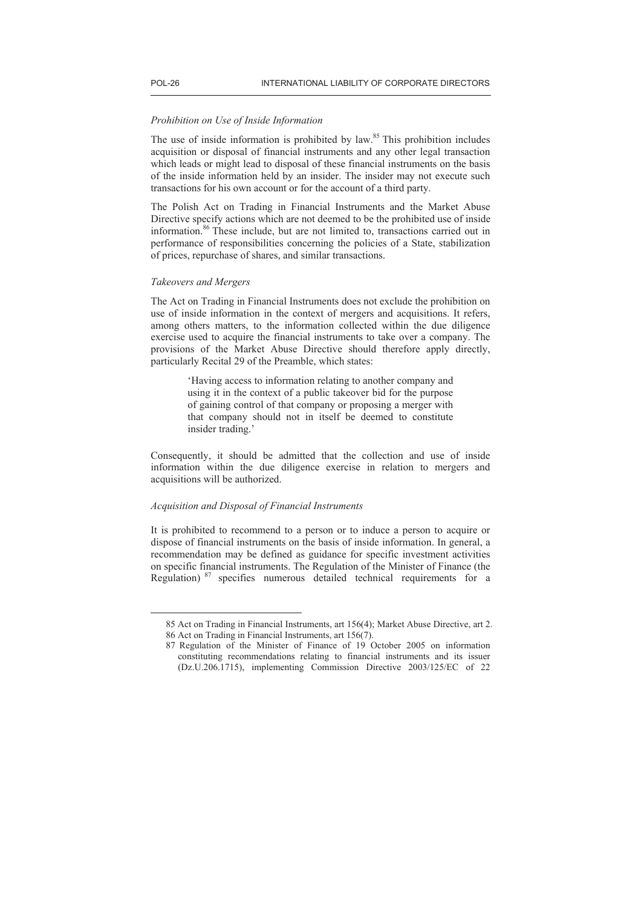*Prohibition on Use of Inside Information*

The use of inside information is prohibited by law.[85] This prohibition includes acquisition or disposal of financial instruments and any other legal transaction which leads or might lead to disposal of these financial instruments on the basis of the inside information held by an insider. The insider may not execute such transactions for his own account or for the account of a third party.

The Polish Act on Trading in Financial Instruments and the Market Abuse Directive specify actions which are not deemed to be the prohibited use of inside information.[86] These include, but are not limited to, transactions carried out in performance of responsibilities concerning the policies of a State, stabilization of prices, repurchase of shares, and similar transactions.

*Takeovers and Mergers*

The Act on Trading in Financial Instruments does not exclude the prohibition on use of inside information in the context of mergers and acquisitions. It refers, among others matters, to the information collected within the due diligence exercise used to acquire the financial instruments to take over a company. The provisions of the Market Abuse Directive should therefore apply directly, particularly Recital 29 of the Preamble, which states:

> 'Having access to information relating to another company and using it in the context of a public takeover bid for the purpose of gaining control of that company or proposing a merger with that company should not in itself be deemed to constitute insider trading.'

Consequently, it should be admitted that the collection and use of inside information within the due diligence exercise in relation to mergers and acquisitions will be authorized.

*Acquisition and Disposal of Financial Instruments*

It is prohibited to recommend to a person or to induce a person to acquire or dispose of financial instruments on the basis of inside information. In general, a recommendation may be defined as guidance for specific investment activities on specific financial instruments. The Regulation of the Minister of Finance (the Regulation)[87] specifies numerous detailed technical requirements for a

---

85 Act on Trading in Financial Instruments, art 156(4); Market Abuse Directive, art 2.

86 Act on Trading in Financial Instruments, art 156(7).

87 Regulation of the Minister of Finance of 19 October 2005 on information constituting recommendations relating to financial instruments and its issuer (Dz.U.206.1715), implementing Commission Directive 2003/125/EC of 22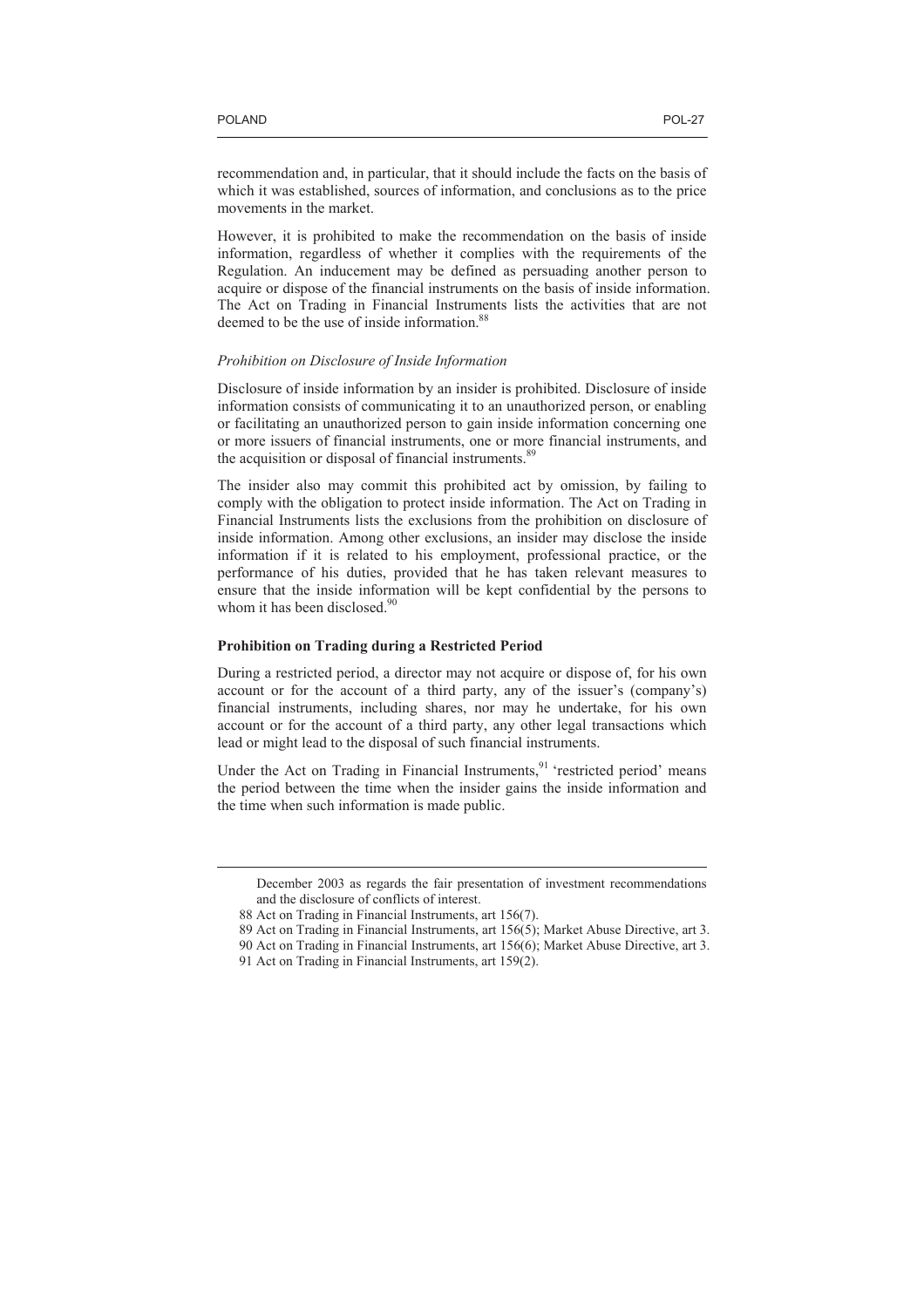recommendation and, in particular, that it should include the facts on the basis of which it was established, sources of information, and conclusions as to the price movements in the market.

However, it is prohibited to make the recommendation on the basis of inside information, regardless of whether it complies with the requirements of the Regulation. An inducement may be defined as persuading another person to acquire or dispose of the financial instruments on the basis of inside information. The Act on Trading in Financial Instruments lists the activities that are not deemed to be the use of inside information.[88]

*Prohibition on Disclosure of Inside Information*

Disclosure of inside information by an insider is prohibited. Disclosure of inside information consists of communicating it to an unauthorized person, or enabling or facilitating an unauthorized person to gain inside information concerning one or more issuers of financial instruments, one or more financial instruments, and the acquisition or disposal of financial instruments.[89]

The insider also may commit this prohibited act by omission, by failing to comply with the obligation to protect inside information. The Act on Trading in Financial Instruments lists the exclusions from the prohibition on disclosure of inside information. Among other exclusions, an insider may disclose the inside information if it is related to his employment, professional practice, or the performance of his duties, provided that he has taken relevant measures to ensure that the inside information will be kept confidential by the persons to whom it has been disclosed.[90]

**Prohibition on Trading during a Restricted Period**

During a restricted period, a director may not acquire or dispose of, for his own account or for the account of a third party, any of the issuer's (company's) financial instruments, including shares, nor may he undertake, for his own account or for the account of a third party, any other legal transactions which lead or might lead to the disposal of such financial instruments.

Under the Act on Trading in Financial Instruments,[91] 'restricted period' means the period between the time when the insider gains the inside information and the time when such information is made public.

---

December 2003 as regards the fair presentation of investment recommendations and the disclosure of conflicts of interest.

88 Act on Trading in Financial Instruments, art 156(7).

89 Act on Trading in Financial Instruments, art 156(5); Market Abuse Directive, art 3.

90 Act on Trading in Financial Instruments, art 156(6); Market Abuse Directive, art 3.

91 Act on Trading in Financial Instruments, art 159(2).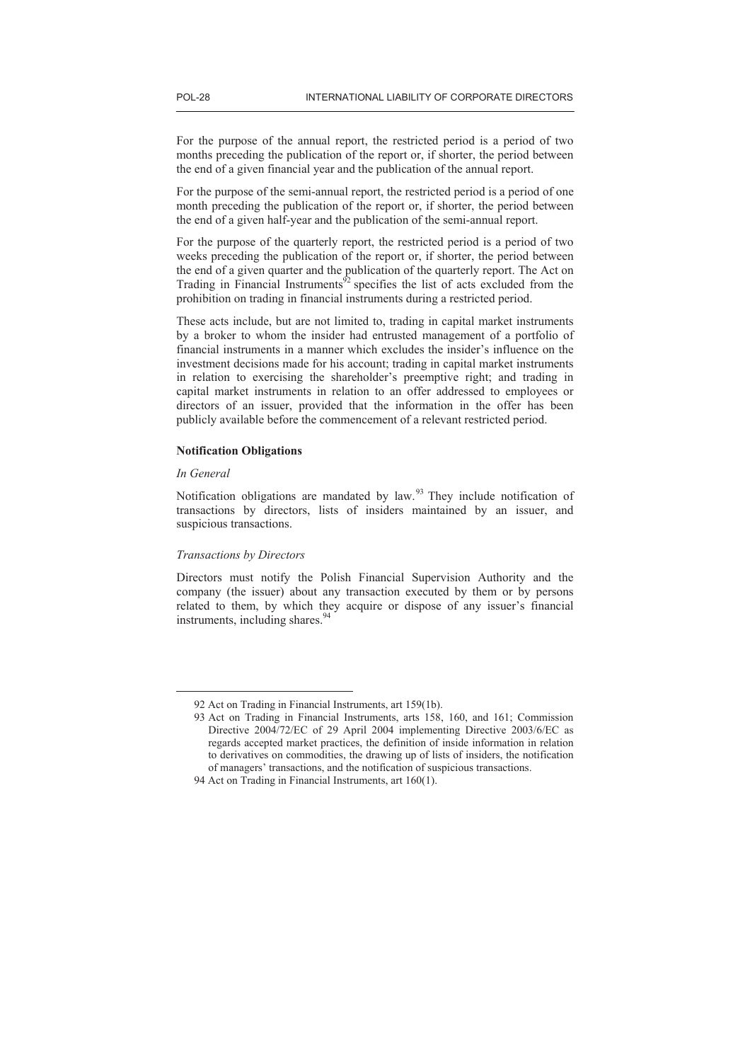For the purpose of the annual report, the restricted period is a period of two months preceding the publication of the report or, if shorter, the period between the end of a given financial year and the publication of the annual report.

For the purpose of the semi-annual report, the restricted period is a period of one month preceding the publication of the report or, if shorter, the period between the end of a given half-year and the publication of the semi-annual report.

For the purpose of the quarterly report, the restricted period is a period of two weeks preceding the publication of the report or, if shorter, the period between the end of a given quarter and the publication of the quarterly report. The Act on Trading in Financial Instruments[92] specifies the list of acts excluded from the prohibition on trading in financial instruments during a restricted period.

These acts include, but are not limited to, trading in capital market instruments by a broker to whom the insider had entrusted management of a portfolio of financial instruments in a manner which excludes the insider's influence on the investment decisions made for his account; trading in capital market instruments in relation to exercising the shareholder's preemptive right; and trading in capital market instruments in relation to an offer addressed to employees or directors of an issuer, provided that the information in the offer has been publicly available before the commencement of a relevant restricted period.

**Notification Obligations**

*In General*

Notification obligations are mandated by law.[93] They include notification of transactions by directors, lists of insiders maintained by an issuer, and suspicious transactions.

*Transactions by Directors*

Directors must notify the Polish Financial Supervision Authority and the company (the issuer) about any transaction executed by them or by persons related to them, by which they acquire or dispose of any issuer's financial instruments, including shares.[94]

---

92 Act on Trading in Financial Instruments, art 159(1b).

93 Act on Trading in Financial Instruments, arts 158, 160, and 161; Commission Directive 2004/72/EC of 29 April 2004 implementing Directive 2003/6/EC as regards accepted market practices, the definition of inside information in relation to derivatives on commodities, the drawing up of lists of insiders, the notification of managers' transactions, and the notification of suspicious transactions.

94 Act on Trading in Financial Instruments, art 160(1).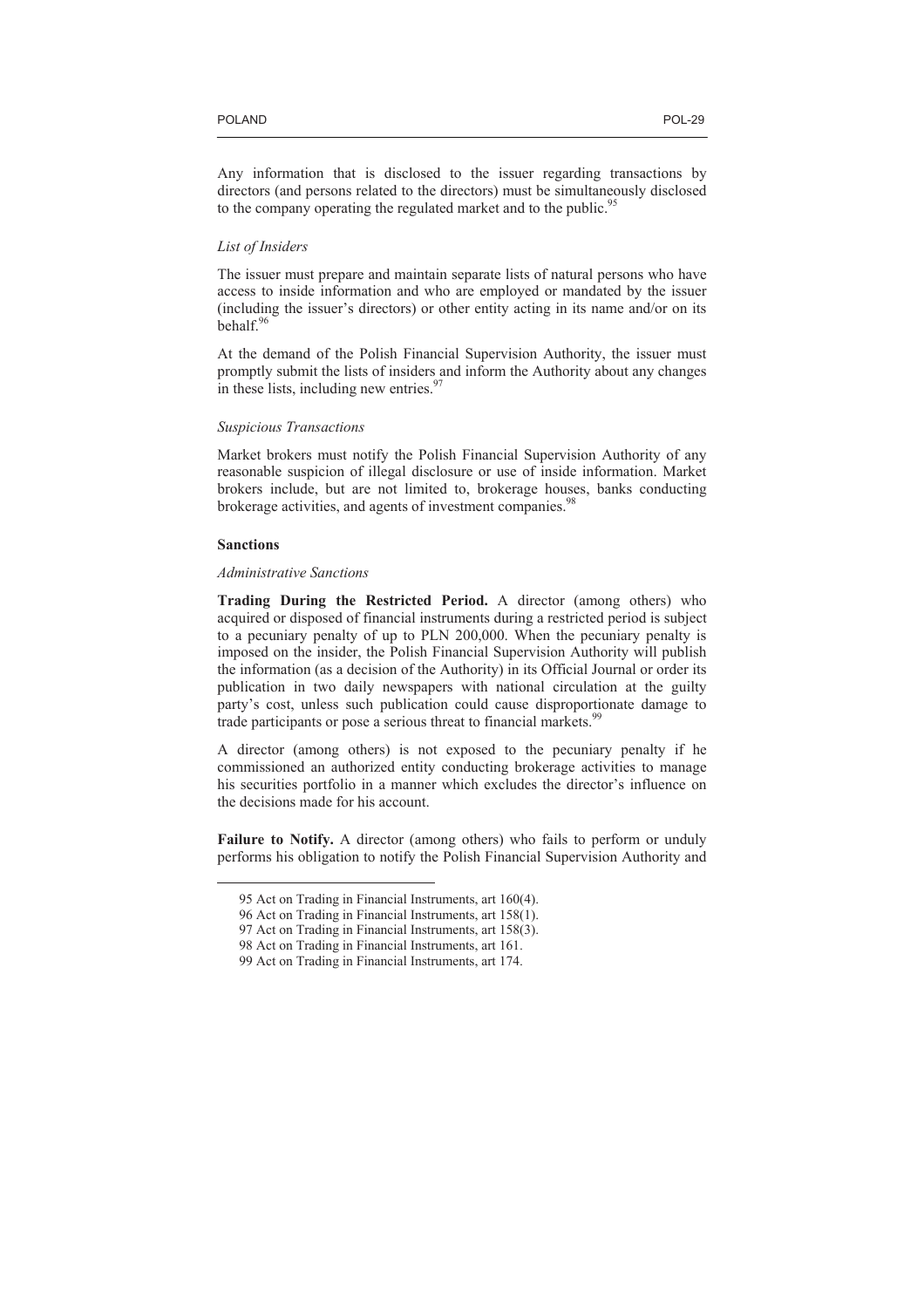Any information that is disclosed to the issuer regarding transactions by directors (and persons related to the directors) must be simultaneously disclosed to the company operating the regulated market and to the public.[95]

*List of Insiders*

The issuer must prepare and maintain separate lists of natural persons who have access to inside information and who are employed or mandated by the issuer (including the issuer's directors) or other entity acting in its name and/or on its behalf.[96]

At the demand of the Polish Financial Supervision Authority, the issuer must promptly submit the lists of insiders and inform the Authority about any changes in these lists, including new entries.[97]

*Suspicious Transactions*

Market brokers must notify the Polish Financial Supervision Authority of any reasonable suspicion of illegal disclosure or use of inside information. Market brokers include, but are not limited to, brokerage houses, banks conducting brokerage activities, and agents of investment companies.[98]

**Sanctions**

*Administrative Sanctions*

**Trading During the Restricted Period.** A director (among others) who acquired or disposed of financial instruments during a restricted period is subject to a pecuniary penalty of up to PLN 200,000. When the pecuniary penalty is imposed on the insider, the Polish Financial Supervision Authority will publish the information (as a decision of the Authority) in its Official Journal or order its publication in two daily newspapers with national circulation at the guilty party's cost, unless such publication could cause disproportionate damage to trade participants or pose a serious threat to financial markets.[99]

A director (among others) is not exposed to the pecuniary penalty if he commissioned an authorized entity conducting brokerage activities to manage his securities portfolio in a manner which excludes the director's influence on the decisions made for his account.

**Failure to Notify.** A director (among others) who fails to perform or unduly performs his obligation to notify the Polish Financial Supervision Authority and

---

95 Act on Trading in Financial Instruments, art 160(4).

96 Act on Trading in Financial Instruments, art 158(1).

97 Act on Trading in Financial Instruments, art 158(3).

98 Act on Trading in Financial Instruments, art 161.

99 Act on Trading in Financial Instruments, art 174.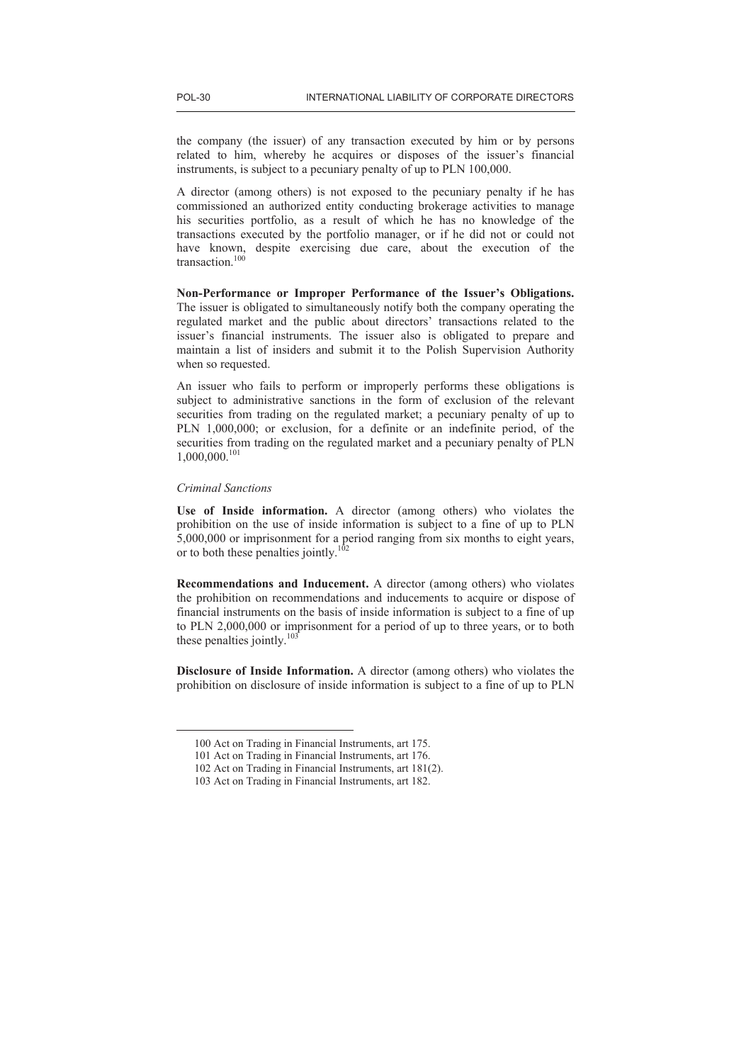the company (the issuer) of any transaction executed by him or by persons related to him, whereby he acquires or disposes of the issuer's financial instruments, is subject to a pecuniary penalty of up to PLN 100,000.

A director (among others) is not exposed to the pecuniary penalty if he has commissioned an authorized entity conducting brokerage activities to manage his securities portfolio, as a result of which he has no knowledge of the transactions executed by the portfolio manager, or if he did not or could not have known, despite exercising due care, about the execution of the transaction.[100]

**Non-Performance or Improper Performance of the Issuer's Obligations.** The issuer is obligated to simultaneously notify both the company operating the regulated market and the public about directors' transactions related to the issuer's financial instruments. The issuer also is obligated to prepare and maintain a list of insiders and submit it to the Polish Supervision Authority when so requested.

An issuer who fails to perform or improperly performs these obligations is subject to administrative sanctions in the form of exclusion of the relevant securities from trading on the regulated market; a pecuniary penalty of up to PLN 1,000,000; or exclusion, for a definite or an indefinite period, of the securities from trading on the regulated market and a pecuniary penalty of PLN 1,000,000.[101]

*Criminal Sanctions*

**Use of Inside information.** A director (among others) who violates the prohibition on the use of inside information is subject to a fine of up to PLN 5,000,000 or imprisonment for a period ranging from six months to eight years, or to both these penalties jointly.[102]

**Recommendations and Inducement.** A director (among others) who violates the prohibition on recommendations and inducements to acquire or dispose of financial instruments on the basis of inside information is subject to a fine of up to PLN 2,000,000 or imprisonment for a period of up to three years, or to both these penalties jointly.[103]

**Disclosure of Inside Information.** A director (among others) who violates the prohibition on disclosure of inside information is subject to a fine of up to PLN

---

100 Act on Trading in Financial Instruments, art 175.

101 Act on Trading in Financial Instruments, art 176.

102 Act on Trading in Financial Instruments, art 181(2).

103 Act on Trading in Financial Instruments, art 182.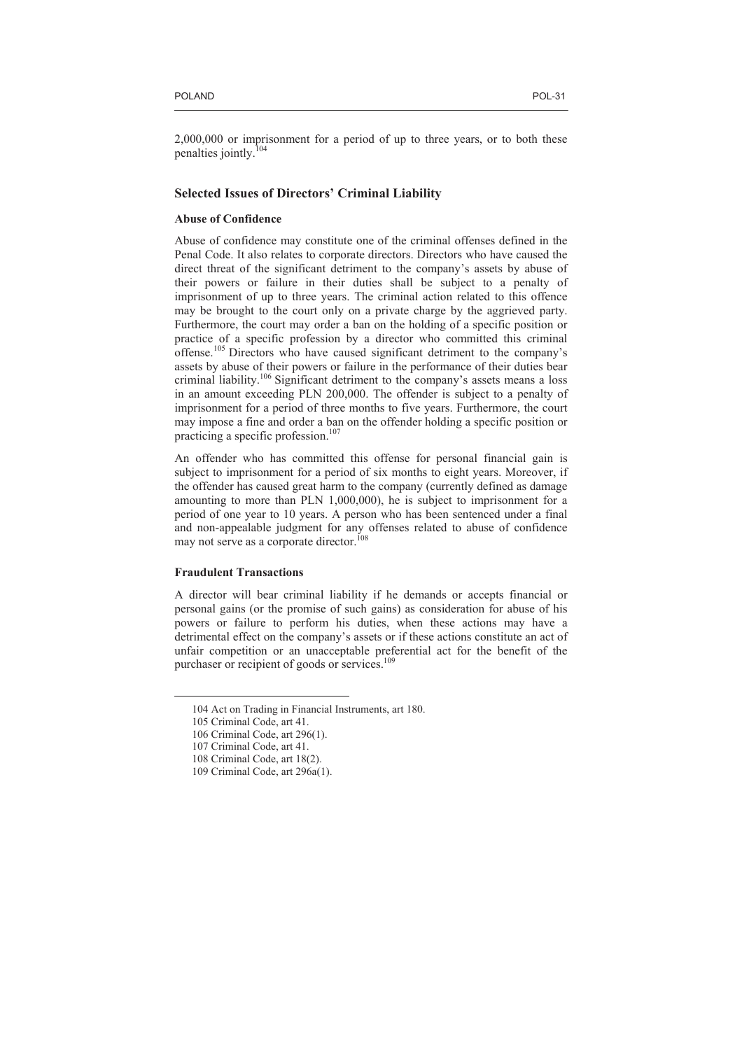2,000,000 or imprisonment for a period of up to three years, or to both these penalties jointly.[104]

## Selected Issues of Directors' Criminal Liability

### Abuse of Confidence

Abuse of confidence may constitute one of the criminal offenses defined in the Penal Code. It also relates to corporate directors. Directors who have caused the direct threat of the significant detriment to the company's assets by abuse of their powers or failure in their duties shall be subject to a penalty of imprisonment of up to three years. The criminal action related to this offence may be brought to the court only on a private charge by the aggrieved party. Furthermore, the court may order a ban on the holding of a specific position or practice of a specific profession by a director who committed this criminal offense.[105] Directors who have caused significant detriment to the company's assets by abuse of their powers or failure in the performance of their duties bear criminal liability.[106] Significant detriment to the company's assets means a loss in an amount exceeding PLN 200,000. The offender is subject to a penalty of imprisonment for a period of three months to five years. Furthermore, the court may impose a fine and order a ban on the offender holding a specific position or practicing a specific profession.[107]

An offender who has committed this offense for personal financial gain is subject to imprisonment for a period of six months to eight years. Moreover, if the offender has caused great harm to the company (currently defined as damage amounting to more than PLN 1,000,000), he is subject to imprisonment for a period of one year to 10 years. A person who has been sentenced under a final and non-appealable judgment for any offenses related to abuse of confidence may not serve as a corporate director.[108]

### Fraudulent Transactions

A director will bear criminal liability if he demands or accepts financial or personal gains (or the promise of such gains) as consideration for abuse of his powers or failure to perform his duties, when these actions may have a detrimental effect on the company's assets or if these actions constitute an act of unfair competition or an unacceptable preferential act for the benefit of the purchaser or recipient of goods or services.[109]

---

104 Act on Trading in Financial Instruments, art 180.

105 Criminal Code, art 41.

106 Criminal Code, art 296(1).

107 Criminal Code, art 41.

108 Criminal Code, art 18(2).

109 Criminal Code, art 296a(1).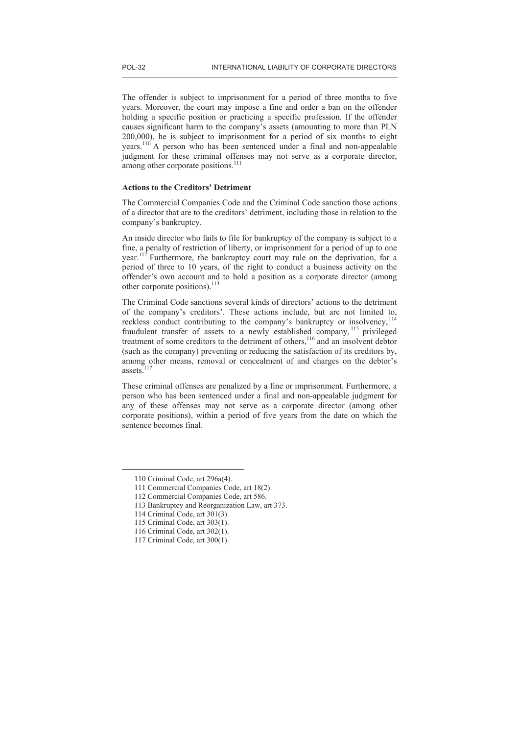The offender is subject to imprisonment for a period of three months to five years. Moreover, the court may impose a fine and order a ban on the offender holding a specific position or practicing a specific profession. If the offender causes significant harm to the company's assets (amounting to more than PLN 200,000), he is subject to imprisonment for a period of six months to eight years.[110] A person who has been sentenced under a final and non-appealable judgment for these criminal offenses may not serve as a corporate director, among other corporate positions.[111]

**Actions to the Creditors' Detriment**

The Commercial Companies Code and the Criminal Code sanction those actions of a director that are to the creditors' detriment, including those in relation to the company's bankruptcy.

An inside director who fails to file for bankruptcy of the company is subject to a fine, a penalty of restriction of liberty, or imprisonment for a period of up to one year.[112] Furthermore, the bankruptcy court may rule on the deprivation, for a period of three to 10 years, of the right to conduct a business activity on the offender's own account and to hold a position as a corporate director (among other corporate positions).[113]

The Criminal Code sanctions several kinds of directors' actions to the detriment of the company's creditors'. These actions include, but are not limited to, reckless conduct contributing to the company's bankruptcy or insolvency,[114] fraudulent transfer of assets to a newly established company,[115] privileged treatment of some creditors to the detriment of others,[116] and an insolvent debtor (such as the company) preventing or reducing the satisfaction of its creditors by, among other means, removal or concealment of and charges on the debtor's assets.[117]

These criminal offenses are penalized by a fine or imprisonment. Furthermore, a person who has been sentenced under a final and non-appealable judgment for any of these offenses may not serve as a corporate director (among other corporate positions), within a period of five years from the date on which the sentence becomes final.

---

110 Criminal Code, art 296a(4).

111 Commercial Companies Code, art 18(2).

112 Commercial Companies Code, art 586.

113 Bankruptcy and Reorganization Law, art 373.

114 Criminal Code, art 301(3).

115 Criminal Code, art 303(1).

116 Criminal Code, art 302(1).

117 Criminal Code, art 300(1).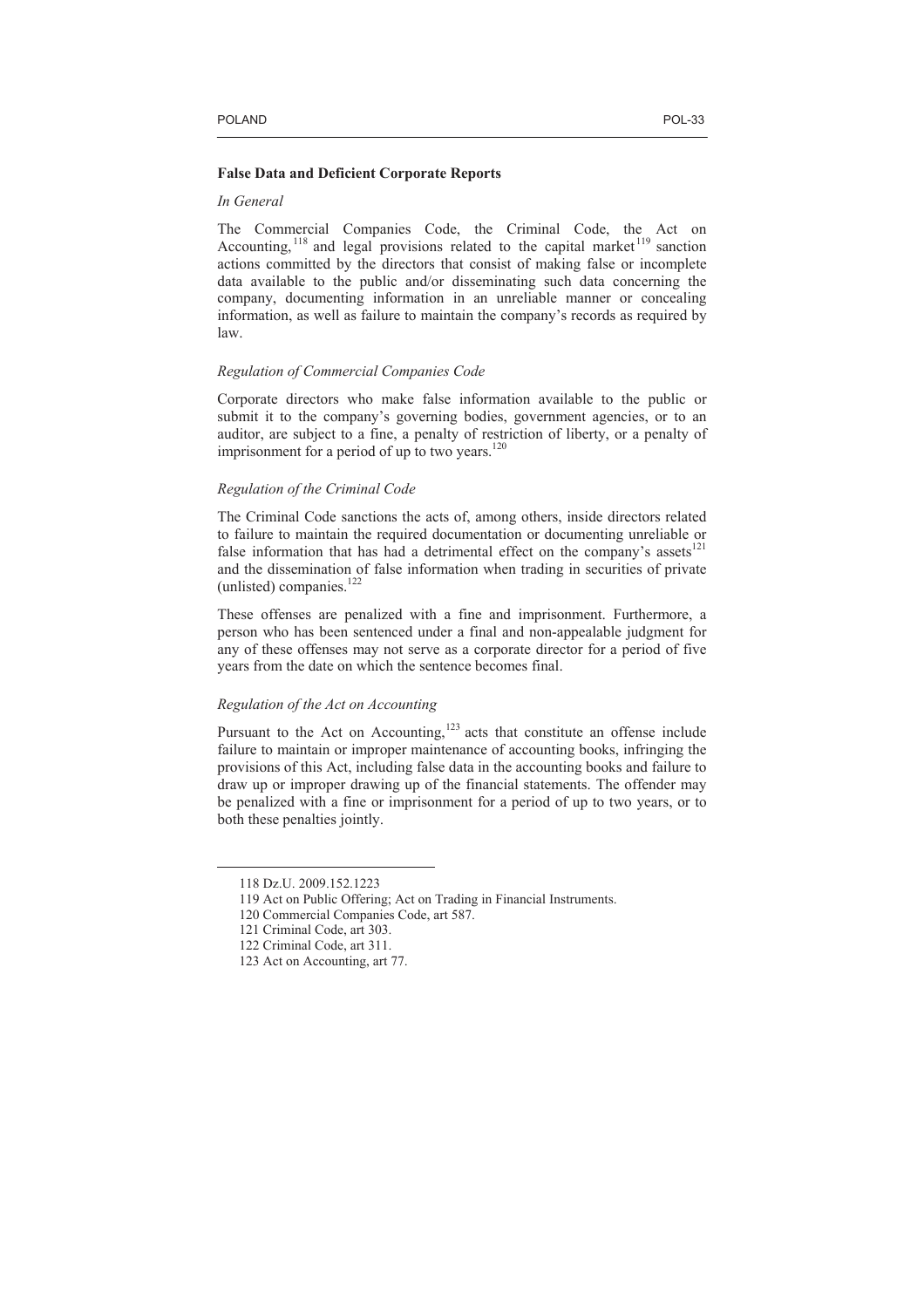**False Data and Deficient Corporate Reports**

*In General*

The Commercial Companies Code, the Criminal Code, the Act on Accounting,[118] and legal provisions related to the capital market[119] sanction actions committed by the directors that consist of making false or incomplete data available to the public and/or disseminating such data concerning the company, documenting information in an unreliable manner or concealing information, as well as failure to maintain the company's records as required by law.

*Regulation of Commercial Companies Code*

Corporate directors who make false information available to the public or submit it to the company's governing bodies, government agencies, or to an auditor, are subject to a fine, a penalty of restriction of liberty, or a penalty of imprisonment for a period of up to two years.[120]

*Regulation of the Criminal Code*

The Criminal Code sanctions the acts of, among others, inside directors related to failure to maintain the required documentation or documenting unreliable or false information that has had a detrimental effect on the company's assets[121] and the dissemination of false information when trading in securities of private (unlisted) companies.[122]

These offenses are penalized with a fine and imprisonment. Furthermore, a person who has been sentenced under a final and non-appealable judgment for any of these offenses may not serve as a corporate director for a period of five years from the date on which the sentence becomes final.

*Regulation of the Act on Accounting*

Pursuant to the Act on Accounting,[123] acts that constitute an offense include failure to maintain or improper maintenance of accounting books, infringing the provisions of this Act, including false data in the accounting books and failure to draw up or improper drawing up of the financial statements. The offender may be penalized with a fine or imprisonment for a period of up to two years, or to both these penalties jointly.

---

118 Dz.U. 2009.152.1223

119 Act on Public Offering; Act on Trading in Financial Instruments.

120 Commercial Companies Code, art 587.

121 Criminal Code, art 303.

122 Criminal Code, art 311.

123 Act on Accounting, art 77.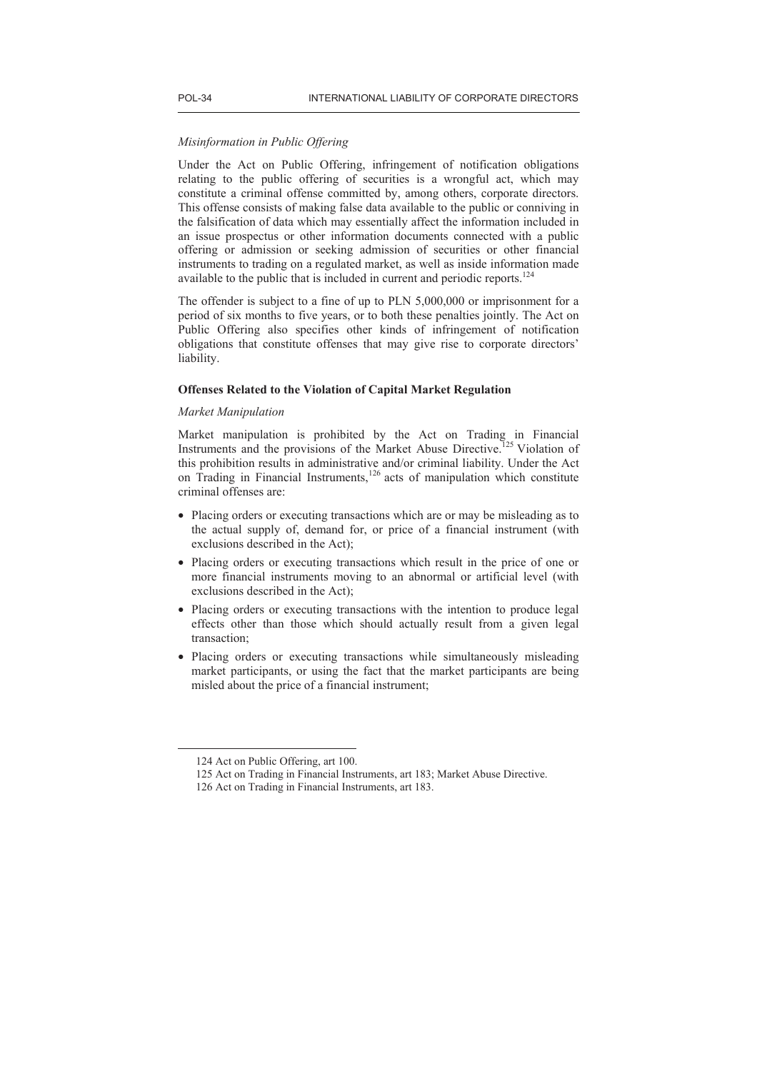*Misinformation in Public Offering*

Under the Act on Public Offering, infringement of notification obligations relating to the public offering of securities is a wrongful act, which may constitute a criminal offense committed by, among others, corporate directors. This offense consists of making false data available to the public or conniving in the falsification of data which may essentially affect the information included in an issue prospectus or other information documents connected with a public offering or admission or seeking admission of securities or other financial instruments to trading on a regulated market, as well as inside information made available to the public that is included in current and periodic reports.[124]

The offender is subject to a fine of up to PLN 5,000,000 or imprisonment for a period of six months to five years, or to both these penalties jointly. The Act on Public Offering also specifies other kinds of infringement of notification obligations that constitute offenses that may give rise to corporate directors' liability.

**Offenses Related to the Violation of Capital Market Regulation**

*Market Manipulation*

Market manipulation is prohibited by the Act on Trading in Financial Instruments and the provisions of the Market Abuse Directive.[125] Violation of this prohibition results in administrative and/or criminal liability. Under the Act on Trading in Financial Instruments,[126] acts of manipulation which constitute criminal offenses are:

- Placing orders or executing transactions which are or may be misleading as to the actual supply of, demand for, or price of a financial instrument (with exclusions described in the Act);
- Placing orders or executing transactions which result in the price of one or more financial instruments moving to an abnormal or artificial level (with exclusions described in the Act);
- Placing orders or executing transactions with the intention to produce legal effects other than those which should actually result from a given legal transaction;
- Placing orders or executing transactions while simultaneously misleading market participants, or using the fact that the market participants are being misled about the price of a financial instrument;

---

124 Act on Public Offering, art 100.

125 Act on Trading in Financial Instruments, art 183; Market Abuse Directive.

126 Act on Trading in Financial Instruments, art 183.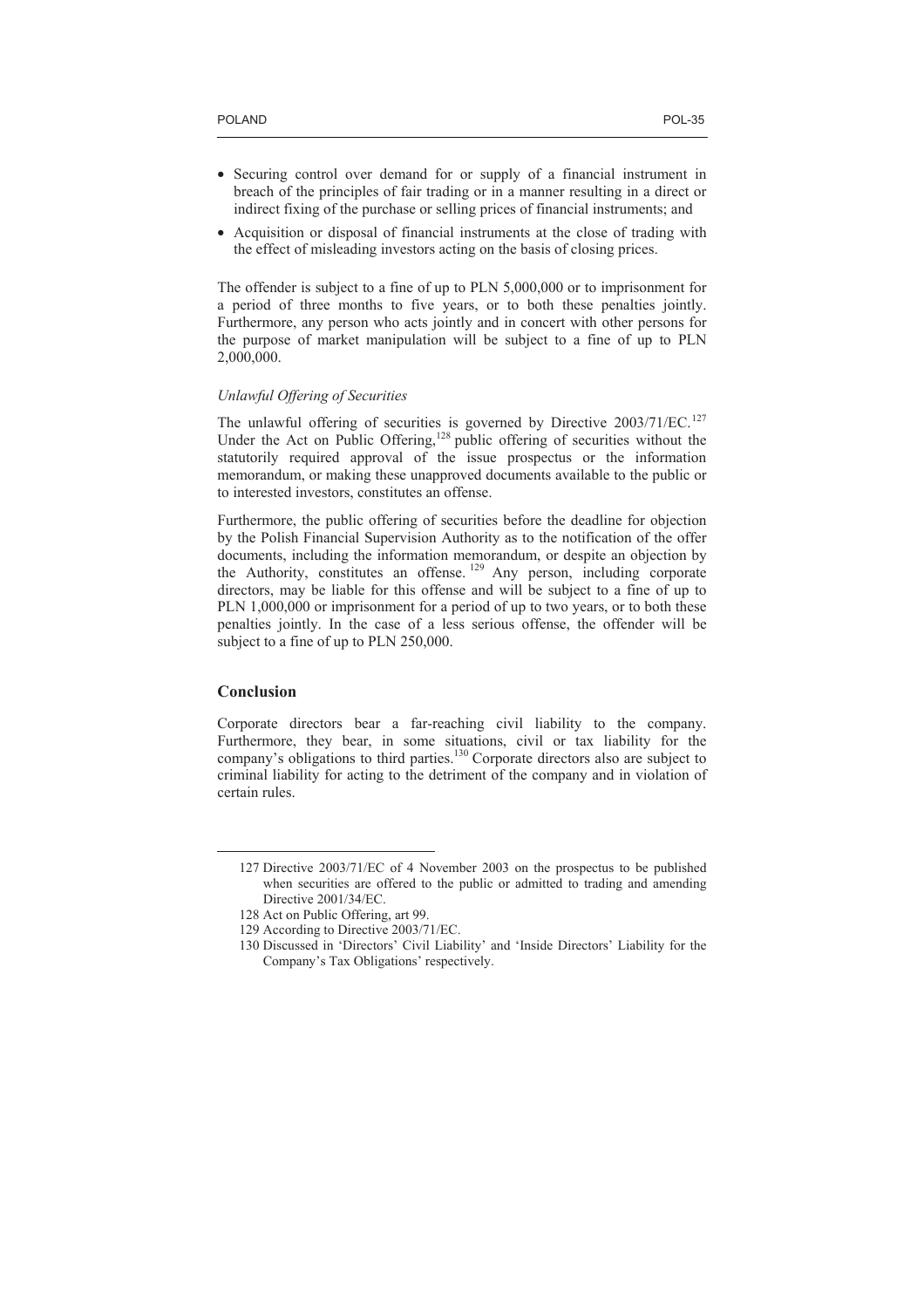- Securing control over demand for or supply of a financial instrument in breach of the principles of fair trading or in a manner resulting in a direct or indirect fixing of the purchase or selling prices of financial instruments; and
- Acquisition or disposal of financial instruments at the close of trading with the effect of misleading investors acting on the basis of closing prices.

The offender is subject to a fine of up to PLN 5,000,000 or to imprisonment for a period of three months to five years, or to both these penalties jointly. Furthermore, any person who acts jointly and in concert with other persons for the purpose of market manipulation will be subject to a fine of up to PLN 2,000,000.

*Unlawful Offering of Securities*

The unlawful offering of securities is governed by Directive 2003/71/EC.[127] Under the Act on Public Offering,[128] public offering of securities without the statutorily required approval of the issue prospectus or the information memorandum, or making these unapproved documents available to the public or to interested investors, constitutes an offense.

Furthermore, the public offering of securities before the deadline for objection by the Polish Financial Supervision Authority as to the notification of the offer documents, including the information memorandum, or despite an objection by the Authority, constitutes an offense.[129] Any person, including corporate directors, may be liable for this offense and will be subject to a fine of up to PLN 1,000,000 or imprisonment for a period of up to two years, or to both these penalties jointly. In the case of a less serious offense, the offender will be subject to a fine of up to PLN 250,000.

## Conclusion

Corporate directors bear a far-reaching civil liability to the company. Furthermore, they bear, in some situations, civil or tax liability for the company's obligations to third parties.[130] Corporate directors also are subject to criminal liability for acting to the detriment of the company and in violation of certain rules.

---

127 Directive 2003/71/EC of 4 November 2003 on the prospectus to be published when securities are offered to the public or admitted to trading and amending Directive 2001/34/EC.

128 Act on Public Offering, art 99.

129 According to Directive 2003/71/EC.

130 Discussed in 'Directors' Civil Liability' and 'Inside Directors' Liability for the Company's Tax Obligations' respectively.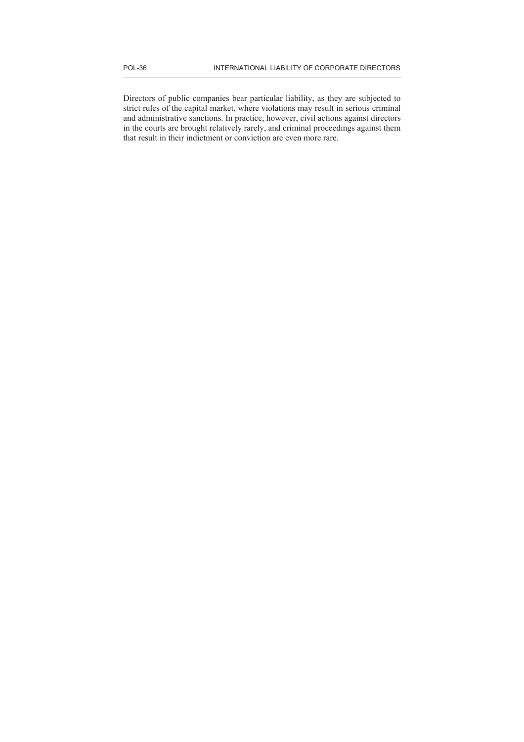Directors of public companies bear particular liability, as they are subjected to strict rules of the capital market, where violations may result in serious criminal and administrative sanctions. In practice, however, civil actions against directors in the courts are brought relatively rarely, and criminal proceedings against them that result in their indictment or conviction are even more rare.